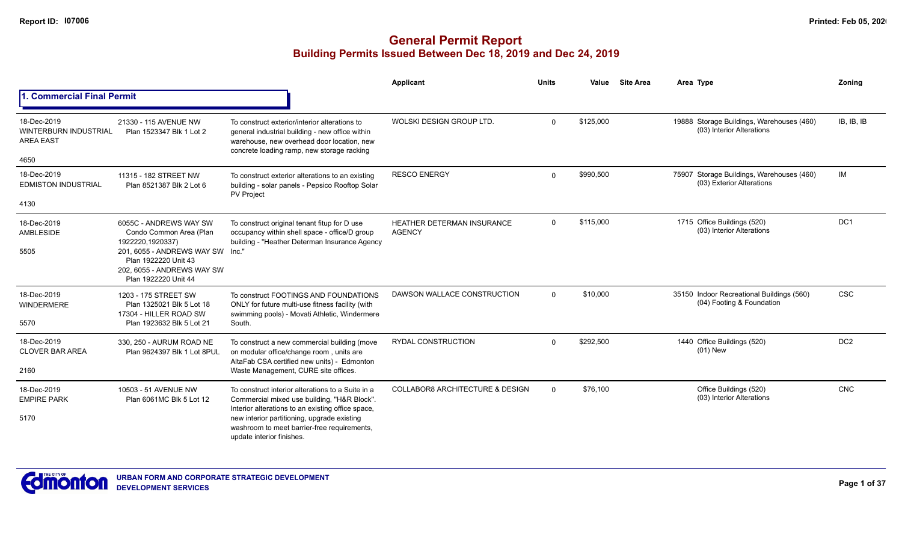# General Permit Report
## Building Permits Issued Between Dec 18, 2019 and Dec 24, 2019

### 1. Commercial Final Permit

| Date / Neighbourhood | Address / Legal | Description | Applicant | Units | Value | Site Area | Area | Type | Zoning |
|---|---|---|---|---|---|---|---|---|---|
| 18-Dec-2019 WINTERBURN INDUSTRIAL AREA EAST 4650 | 21330 - 115 AVENUE NW Plan 1523347 Blk 1 Lot 2 | To construct exterior/interior alterations to general industrial building - new office within warehouse, new overhead door location, new concrete loading ramp, new storage racking | WOLSKI DESIGN GROUP LTD. | 0 | $125,000 | | 19888 | Storage Buildings, Warehouses (460) (03) Interior Alterations | IB, IB, IB |
| 18-Dec-2019 EDMISTON INDUSTRIAL 4130 | 11315 - 182 STREET NW Plan 8521387 Blk 2 Lot 6 | To construct exterior alterations to an existing building - solar panels - Pepsico Rooftop Solar PV Project | RESCO ENERGY | 0 | $990,500 | | 75907 | Storage Buildings, Warehouses (460) (03) Exterior Alterations | IM |
| 18-Dec-2019 AMBLESIDE 5505 | 6055C - ANDREWS WAY SW Condo Common Area (Plan 1922220,1920337) 201, 6055 - ANDREWS WAY SW Plan 1922220 Unit 43 202, 6055 - ANDREWS WAY SW Plan 1922220 Unit 44 | To construct original tenant fitup for D use occupancy within shell space - office/D group building - "Heather Determan Insurance Agency Inc." | HEATHER DETERMAN INSURANCE AGENCY | 0 | $115,000 | | 1715 | Office Buildings (520) (03) Interior Alterations | DC1 |
| 18-Dec-2019 WINDERMERE 5570 | 1203 - 175 STREET SW Plan 1325021 Blk 5 Lot 18 17304 - HILLER ROAD SW Plan 1923632 Blk 5 Lot 21 | To construct FOOTINGS AND FOUNDATIONS ONLY for future multi-use fitness facility (with swimming pools) - Movati Athletic, Windermere South. | DAWSON WALLACE CONSTRUCTION | 0 | $10,000 | | 35150 | Indoor Recreational Buildings (560) (04) Footing & Foundation | CSC |
| 18-Dec-2019 CLOVER BAR AREA 2160 | 330, 250 - AURUM ROAD NE Plan 9624397 Blk 1 Lot 8PUL | To construct a new commercial building (move on modular office/change room , units are AltaFab CSA certified new units) - Edmonton Waste Management, CURE site offices. | RYDAL CONSTRUCTION | 0 | $292,500 | | 1440 | Office Buildings (520) (01) New | DC2 |
| 18-Dec-2019 EMPIRE PARK 5170 | 10503 - 51 AVENUE NW Plan 6061MC Blk 5 Lot 12 | To construct interior alterations to a Suite in a Commercial mixed use building, "H&R Block". Interior alterations to an existing office space, new interior partitioning, upgrade existing washroom to meet barrier-free requirements, update interior finishes. | COLLABOR8 ARCHITECTURE & DESIGN | 0 | $76,100 | | | Office Buildings (520) (03) Interior Alterations | CNC |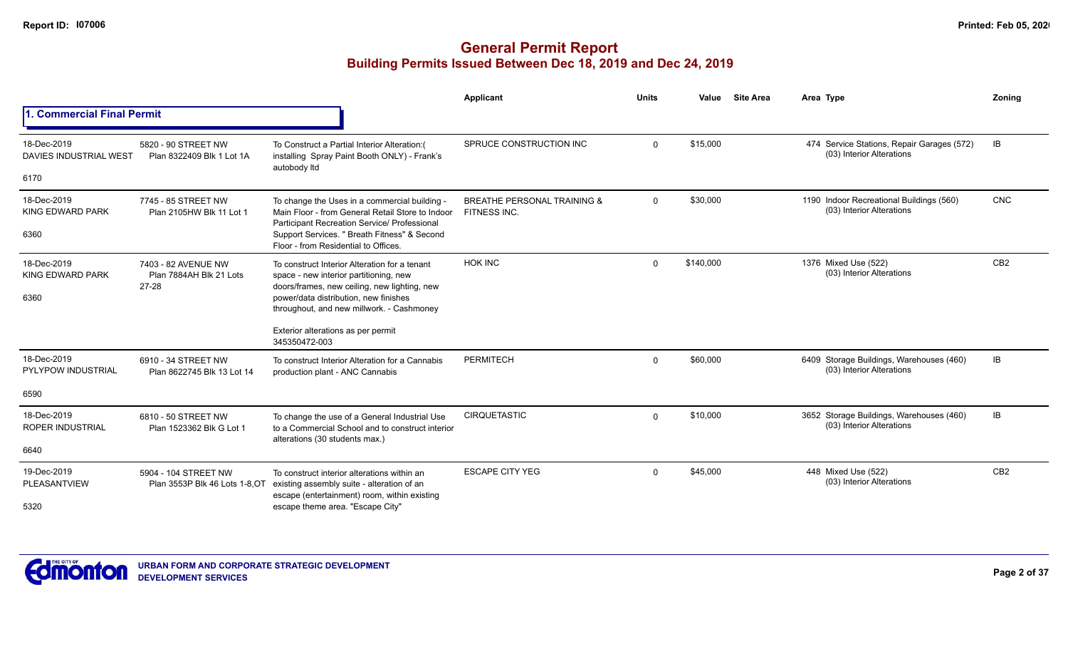# General Permit Report

## Building Permits Issued Between Dec 18, 2019 and Dec 24, 2019

### 1. Commercial Final Permit

| Date / Neighbourhood | Address / Legal | Description | Applicant | Units | Value | Site Area | Area Type | Zoning |
|---|---|---|---|---|---|---|---|---|
| 18-Dec-2019 DAVIES INDUSTRIAL WEST 6170 | 5820 - 90 STREET NW Plan 8322409 Blk 1 Lot 1A | To Construct a Partial Interior Alteration:( installing Spray Paint Booth ONLY) - Frank's autobody ltd | SPRUCE CONSTRUCTION INC | 0 | $15,000 | | 474 Service Stations, Repair Garages (572) (03) Interior Alterations | IB |
| 18-Dec-2019 KING EDWARD PARK 6360 | 7745 - 85 STREET NW Plan 2105HW Blk 11 Lot 1 | To change the Uses in a commercial building - Main Floor - from General Retail Store to Indoor Participant Recreation Service/ Professional Support Services. " Breath Fitness" & Second Floor - from Residential to Offices. | BREATHE PERSONAL TRAINING & FITNESS INC. | 0 | $30,000 | | 1190 Indoor Recreational Buildings (560) (03) Interior Alterations | CNC |
| 18-Dec-2019 KING EDWARD PARK 6360 | 7403 - 82 AVENUE NW Plan 7884AH Blk 21 Lots 27-28 | To construct Interior Alteration for a tenant space - new interior partitioning, new doors/frames, new ceiling, new lighting, new power/data distribution, new finishes throughout, and new millwork. - Cashmoney<br><br>Exterior alterations as per permit 345350472-003 | HOK INC | 0 | $140,000 | | 1376 Mixed Use (522) (03) Interior Alterations | CB2 |
| 18-Dec-2019 PYLYPOW INDUSTRIAL 6590 | 6910 - 34 STREET NW Plan 8622745 Blk 13 Lot 14 | To construct Interior Alteration for a Cannabis production plant - ANC Cannabis | PERMITECH | 0 | $60,000 | | 6409 Storage Buildings, Warehouses (460) (03) Interior Alterations | IB |
| 18-Dec-2019 ROPER INDUSTRIAL 6640 | 6810 - 50 STREET NW Plan 1523362 Blk G Lot 1 | To change the use of a General Industrial Use to a Commercial School and to construct interior alterations (30 students max.) | CIRQUETASTIC | 0 | $10,000 | | 3652 Storage Buildings, Warehouses (460) (03) Interior Alterations | IB |
| 19-Dec-2019 PLEASANTVIEW 5320 | 5904 - 104 STREET NW Plan 3553P Blk 46 Lots 1-8,OT | To construct interior alterations within an existing assembly suite - alteration of an escape (entertainment) room, within existing escape theme area. "Escape City" | ESCAPE CITY YEG | 0 | $45,000 | | 448 Mixed Use (522) (03) Interior Alterations | CB2 |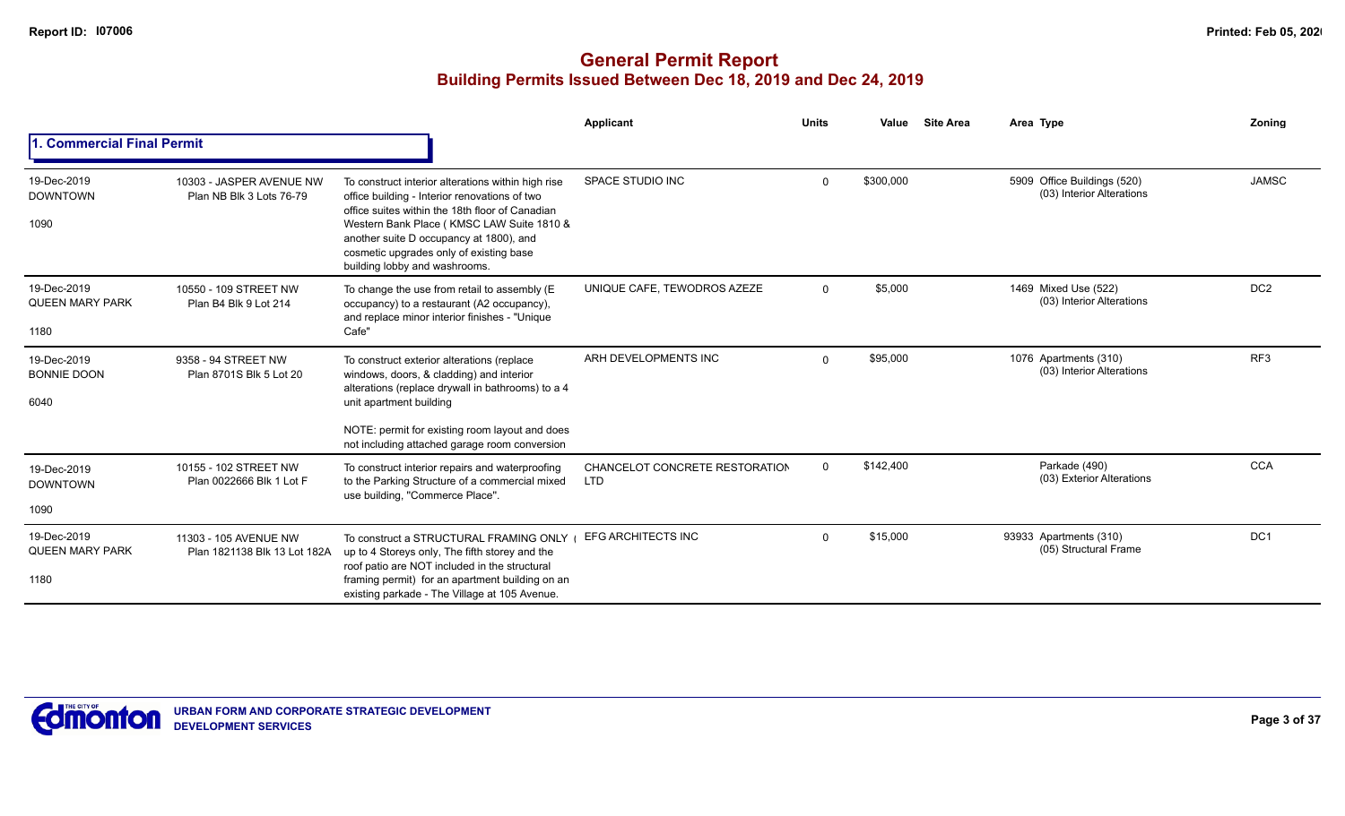# General Permit Report

## Building Permits Issued Between Dec 18, 2019 and Dec 24, 2019

Report ID: I07006

Printed: Feb 05, 2020

### 1. Commercial Final Permit

| Date / Neighbourhood | Address / Legal | Description | Applicant | Units | Value | Site Area | Area Type | Zoning |
|---|---|---|---|---|---|---|---|---|
| 19-Dec-2019 DOWNTOWN 1090 | 10303 - JASPER AVENUE NW Plan NB Blk 3 Lots 76-79 | To construct interior alterations within high rise office building - Interior renovations of two office suites within the 18th floor of Canadian Western Bank Place ( KMSC LAW Suite 1810 & another suite D occupancy at 1800), and cosmetic upgrades only of existing base building lobby and washrooms. | SPACE STUDIO INC | 0 | $300,000 | | 5909 Office Buildings (520) (03) Interior Alterations | JAMSC |
| 19-Dec-2019 QUEEN MARY PARK 1180 | 10550 - 109 STREET NW Plan B4 Blk 9 Lot 214 | To change the use from retail to assembly (E occupancy) to a restaurant (A2 occupancy), and replace minor interior finishes - "Unique Cafe" | UNIQUE CAFE, TEWODROS AZEZE | 0 | $5,000 | | 1469 Mixed Use (522) (03) Interior Alterations | DC2 |
| 19-Dec-2019 BONNIE DOON 6040 | 9358 - 94 STREET NW Plan 8701S Blk 5 Lot 20 | To construct exterior alterations (replace windows, doors, & cladding) and interior alterations (replace drywall in bathrooms) to a 4 unit apartment building<br><br>NOTE: permit for existing room layout and does not including attached garage room conversion | ARH DEVELOPMENTS INC | 0 | $95,000 | | 1076 Apartments (310) (03) Interior Alterations | RF3 |
| 19-Dec-2019 DOWNTOWN 1090 | 10155 - 102 STREET NW Plan 0022666 Blk 1 Lot F | To construct interior repairs and waterproofing to the Parking Structure of a commercial mixed use building, "Commerce Place". | CHANCELOT CONCRETE RESTORATION LTD | 0 | $142,400 | | Parkade (490) (03) Exterior Alterations | CCA |
| 19-Dec-2019 QUEEN MARY PARK 1180 | 11303 - 105 AVENUE NW Plan 1821138 Blk 13 Lot 182A | To construct a STRUCTURAL FRAMING ONLY ( up to 4 Storeys only, The fifth storey and the roof patio are NOT included in the structural framing permit) for an apartment building on an existing parkade - The Village at 105 Avenue. | EFG ARCHITECTS INC | 0 | $15,000 | | 93933 Apartments (310) (05) Structural Frame | DC1 |

URBAN FORM AND CORPORATE STRATEGIC DEVELOPMENT
DEVELOPMENT SERVICES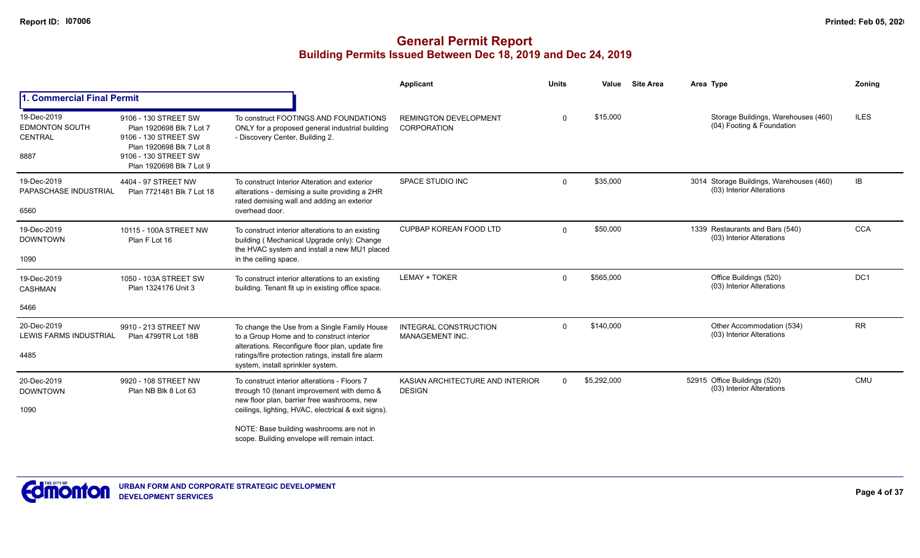# General Permit Report

## Building Permits Issued Between Dec 18, 2019 and Dec 24, 2019

### 1. Commercial Final Permit

| Date / Neighbourhood | Address / Legal | Description | Applicant | Units | Value | Site Area | Area | Type | Zoning |
|---|---|---|---|---|---|---|---|---|---|
| 19-Dec-2019 EDMONTON SOUTH CENTRAL 8887 | 9106 - 130 STREET SW Plan 1920698 Blk 7 Lot 7; 9106 - 130 STREET SW Plan 1920698 Blk 7 Lot 8; 9106 - 130 STREET SW Plan 1920698 Blk 7 Lot 9 | To construct FOOTINGS AND FOUNDATIONS ONLY for a proposed general industrial building - Discovery Center, Building 2. | REMINGTON DEVELOPMENT CORPORATION | 0 | $15,000 | | | Storage Buildings, Warehouses (460) (04) Footing & Foundation | ILES |
| 19-Dec-2019 PAPASCHASE INDUSTRIAL 6560 | 4404 - 97 STREET NW Plan 7721481 Blk 7 Lot 18 | To construct Interior Alteration and exterior alterations - demising a suite providing a 2HR rated demising wall and adding an exterior overhead door. | SPACE STUDIO INC | 0 | $35,000 | | 3014 | Storage Buildings, Warehouses (460) (03) Interior Alterations | IB |
| 19-Dec-2019 DOWNTOWN 1090 | 10115 - 100A STREET NW Plan F Lot 16 | To construct interior alterations to an existing building ( Mechanical Upgrade only): Change the HVAC system and install a new MU1 placed in the ceiling space. | CUPBAP KOREAN FOOD LTD | 0 | $50,000 | | 1339 | Restaurants and Bars (540) (03) Interior Alterations | CCA |
| 19-Dec-2019 CASHMAN 5466 | 1050 - 103A STREET SW Plan 1324176 Unit 3 | To construct interior alterations to an existing building. Tenant fit up in existing office space. | LEMAY + TOKER | 0 | $565,000 | | | Office Buildings (520) (03) Interior Alterations | DC1 |
| 20-Dec-2019 LEWIS FARMS INDUSTRIAL 4485 | 9910 - 213 STREET NW Plan 4799TR Lot 18B | To change the Use from a Single Family House to a Group Home and to construct interior alterations. Reconfigure floor plan, update fire ratings/fire protection ratings, install fire alarm system, install sprinkler system. | INTEGRAL CONSTRUCTION MANAGEMENT INC. | 0 | $140,000 | | | Other Accommodation (534) (03) Interior Alterations | RR |
| 20-Dec-2019 DOWNTOWN 1090 | 9920 - 108 STREET NW Plan NB Blk 8 Lot 63 | To construct interior alterations - Floors 7 through 10 (tenant improvement with demo & new floor plan, barrier free washrooms, new ceilings, lighting, HVAC, electrical & exit signs). NOTE: Base building washrooms are not in scope. Building envelope will remain intact. | KASIAN ARCHITECTURE AND INTERIOR DESIGN | 0 | $5,292,000 | | 52915 | Office Buildings (520) (03) Interior Alterations | CMU |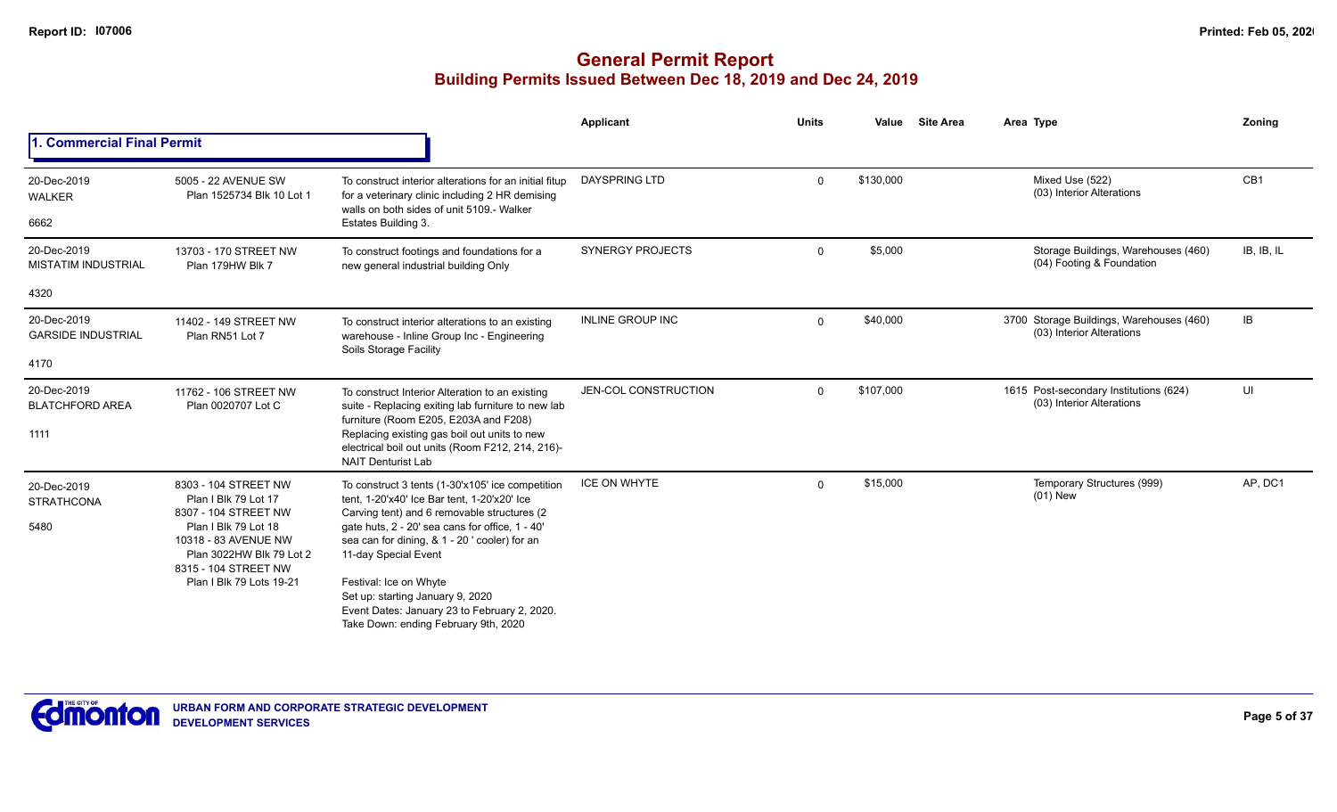# General Permit Report
## Building Permits Issued Between Dec 18, 2019 and Dec 24, 2019

### 1. Commercial Final Permit

| Date / Neighbourhood / No. | Address / Legal | Description | Applicant | Units | Value | Site Area | Area | Type | Zoning |
|---|---|---|---|---|---|---|---|---|---|
| 20-Dec-2019 WALKER 6662 | 5005 - 22 AVENUE SW Plan 1525734 Blk 10 Lot 1 | To construct interior alterations for an initial fitup for a veterinary clinic including 2 HR demising walls on both sides of unit 5109.- Walker Estates Building 3. | DAYSPRING LTD | 0 | $130,000 | | | Mixed Use (522) (03) Interior Alterations | CB1 |
| 20-Dec-2019 MISTATIM INDUSTRIAL 4320 | 13703 - 170 STREET NW Plan 179HW Blk 7 | To construct footings and foundations for a new general industrial building Only | SYNERGY PROJECTS | 0 | $5,000 | | | Storage Buildings, Warehouses (460) (04) Footing & Foundation | IB, IB, IL |
| 20-Dec-2019 GARSIDE INDUSTRIAL 4170 | 11402 - 149 STREET NW Plan RN51 Lot 7 | To construct interior alterations to an existing warehouse - Inline Group Inc - Engineering Soils Storage Facility | INLINE GROUP INC | 0 | $40,000 | | 3700 | Storage Buildings, Warehouses (460) (03) Interior Alterations | IB |
| 20-Dec-2019 BLATCHFORD AREA 1111 | 11762 - 106 STREET NW Plan 0020707 Lot C | To construct Interior Alteration to an existing suite - Replacing exiting lab furniture to new lab furniture (Room E205, E203A and F208) Replacing existing gas boil out units to new electrical boil out units (Room F212, 214, 216)- NAIT Denturist Lab | JEN-COL CONSTRUCTION | 0 | $107,000 | | 1615 | Post-secondary Institutions (624) (03) Interior Alterations | UI |
| 20-Dec-2019 STRATHCONA 5480 | 8303 - 104 STREET NW Plan I Blk 79 Lot 17 8307 - 104 STREET NW Plan I Blk 79 Lot 18 10318 - 83 AVENUE NW Plan 3022HW Blk 79 Lot 2 8315 - 104 STREET NW Plan I Blk 79 Lots 19-21 | To construct 3 tents (1-30'x105' ice competition tent, 1-20'x40' Ice Bar tent, 1-20'x20' Ice Carving tent) and 6 removable structures (2 gate huts, 2 - 20' sea cans for office, 1 - 40' sea can for dining, & 1 - 20 ' cooler) for an 11-day Special Event<br><br>Festival: Ice on Whyte<br>Set up: starting January 9, 2020<br>Event Dates: January 23 to February 2, 2020.<br>Take Down: ending February 9th, 2020 | ICE ON WHYTE | 0 | $15,000 | | | Temporary Structures (999) (01) New | AP, DC1 |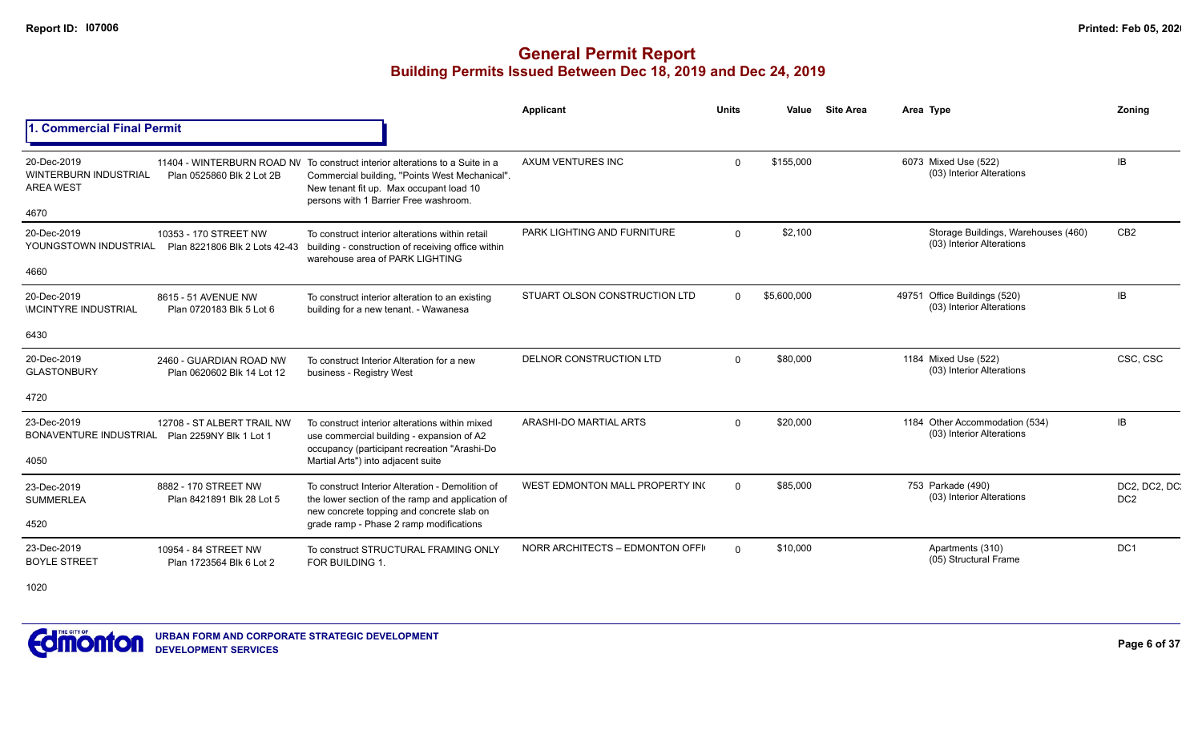# General Permit Report
## Building Permits Issued Between Dec 18, 2019 and Dec 24, 2019

### 1. Commercial Final Permit

| Date / Neighbourhood | Address / Legal | Description | Applicant | Units | Value | Site Area | Area | Type | Zoning |
|---|---|---|---|---|---|---|---|---|---|
| 20-Dec-2019 WINTERBURN INDUSTRIAL AREA WEST 4670 | 11404 - WINTERBURN ROAD NV Plan 0525860 Blk 2 Lot 2B | To construct interior alterations to a Suite in a Commercial building, "Points West Mechanical". New tenant fit up. Max occupant load 10 persons with 1 Barrier Free washroom. | AXUM VENTURES INC | 0 | $155,000 | | 6073 | Mixed Use (522) (03) Interior Alterations | IB |
| 20-Dec-2019 YOUNGSTOWN INDUSTRIAL 4660 | 10353 - 170 STREET NW Plan 8221806 Blk 2 Lots 42-43 | To construct interior alterations within retail building - construction of receiving office within warehouse area of PARK LIGHTING | PARK LIGHTING AND FURNITURE | 0 | $2,100 | | | Storage Buildings, Warehouses (460) (03) Interior Alterations | CB2 |
| 20-Dec-2019 \MCINTYRE INDUSTRIAL 6430 | 8615 - 51 AVENUE NW Plan 0720183 Blk 5 Lot 6 | To construct interior alteration to an existing building for a new tenant. - Wawanesa | STUART OLSON CONSTRUCTION LTD | 0 | $5,600,000 | | 49751 | Office Buildings (520) (03) Interior Alterations | IB |
| 20-Dec-2019 GLASTONBURY 4720 | 2460 - GUARDIAN ROAD NW Plan 0620602 Blk 14 Lot 12 | To construct Interior Alteration for a new business - Registry West | DELNOR CONSTRUCTION LTD | 0 | $80,000 | | 1184 | Mixed Use (522) (03) Interior Alterations | CSC, CSC |
| 23-Dec-2019 BONAVENTURE INDUSTRIAL 4050 | 12708 - ST ALBERT TRAIL NW Plan 2259NY Blk 1 Lot 1 | To construct interior alterations within mixed use commercial building - expansion of A2 occupancy (participant recreation "Arashi-Do Martial Arts") into adjacent suite | ARASHI-DO MARTIAL ARTS | 0 | $20,000 | | 1184 | Other Accommodation (534) (03) Interior Alterations | IB |
| 23-Dec-2019 SUMMERLEA 4520 | 8882 - 170 STREET NW Plan 8421891 Blk 28 Lot 5 | To construct Interior Alteration - Demolition of the lower section of the ramp and application of new concrete topping and concrete slab on grade ramp - Phase 2 ramp modifications | WEST EDMONTON MALL PROPERTY INC | 0 | $85,000 | | 753 | Parkade (490) (03) Interior Alterations | DC2, DC2, DC2, DC2 |
| 23-Dec-2019 BOYLE STREET 1020 | 10954 - 84 STREET NW Plan 1723564 Blk 6 Lot 2 | To construct STRUCTURAL FRAMING ONLY FOR BUILDING 1. | NORR ARCHITECTS – EDMONTON OFFI | 0 | $10,000 | | | Apartments (310) (05) Structural Frame | DC1 |

URBAN FORM AND CORPORATE STRATEGIC DEVELOPMENT
DEVELOPMENT SERVICES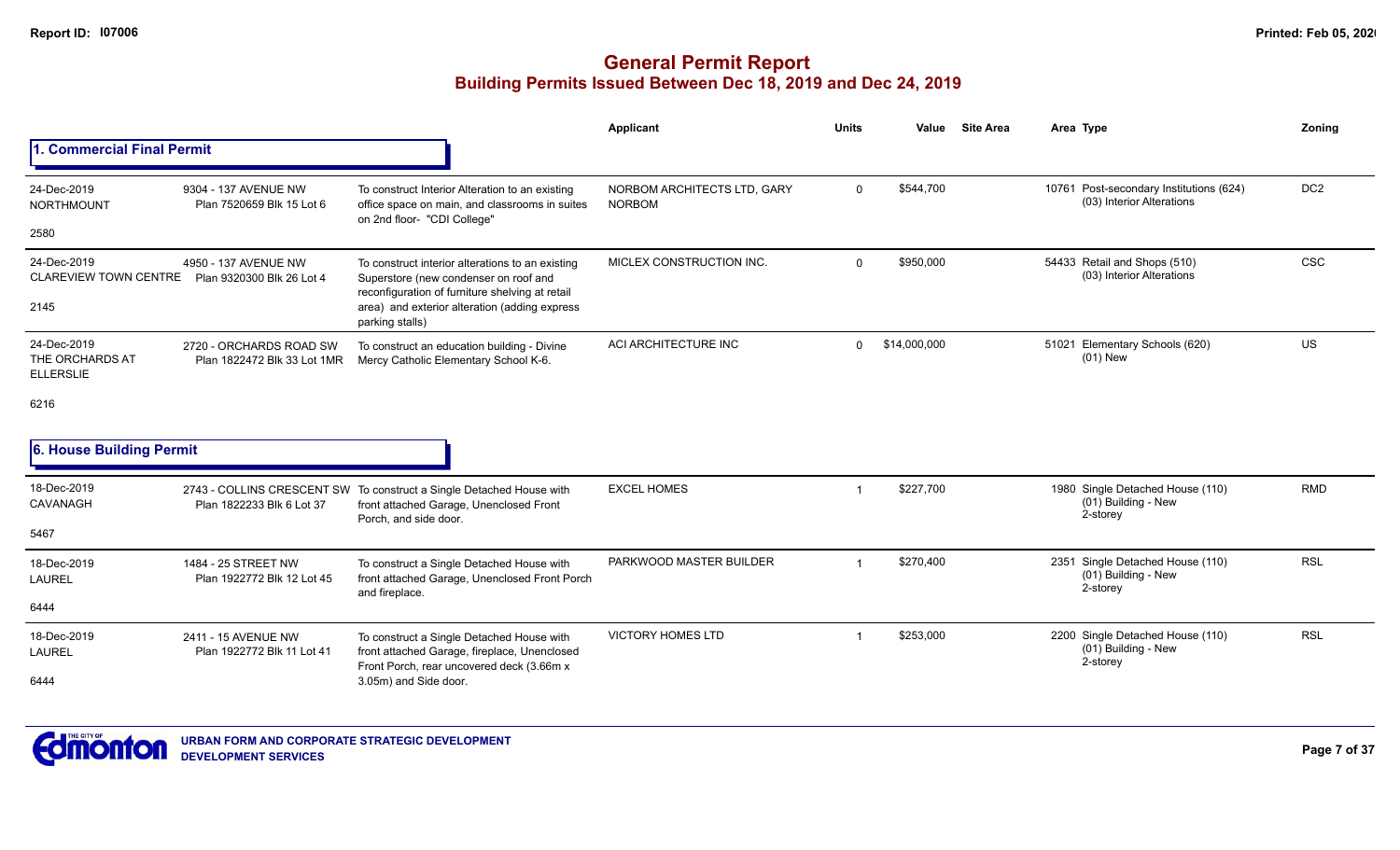# General Permit Report

## Building Permits Issued Between Dec 18, 2019 and Dec 24, 2019

### 1. Commercial Final Permit

| Date / Neighbourhood | Address / Legal | Description | Applicant | Units | Value | Site Area | Area | Type | Zoning |
|---|---|---|---|---|---|---|---|---|---|
| 24-Dec-2019 NORTHMOUNT 2580 | 9304 - 137 AVENUE NW Plan 7520659 Blk 15 Lot 6 | To construct Interior Alteration to an existing office space on main, and classrooms in suites on 2nd floor- "CDI College" | NORBOM ARCHITECTS LTD, GARY NORBOM | 0 | $544,700 | | 10761 | Post-secondary Institutions (624) (03) Interior Alterations | DC2 |
| 24-Dec-2019 CLAREVIEW TOWN CENTRE 2145 | 4950 - 137 AVENUE NW Plan 9320300 Blk 26 Lot 4 | To construct interior alterations to an existing Superstore (new condenser on roof and reconfiguration of furniture shelving at retail area) and exterior alteration (adding express parking stalls) | MICLEX CONSTRUCTION INC. | 0 | $950,000 | | 54433 | Retail and Shops (510) (03) Interior Alterations | CSC |
| 24-Dec-2019 THE ORCHARDS AT ELLERSLIE 6216 | 2720 - ORCHARDS ROAD SW Plan 1822472 Blk 33 Lot 1MR | To construct an education building - Divine Mercy Catholic Elementary School K-6. | ACI ARCHITECTURE INC | 0 | $14,000,000 | | 51021 | Elementary Schools (620) (01) New | US |

### 6. House Building Permit

| Date / Neighbourhood | Address / Legal | Description | Applicant | Units | Value | Site Area | Area | Type | Zoning |
|---|---|---|---|---|---|---|---|---|---|
| 18-Dec-2019 CAVANAGH 5467 | 2743 - COLLINS CRESCENT SW Plan 1822233 Blk 6 Lot 37 | To construct a Single Detached House with front attached Garage, Unenclosed Front Porch, and side door. | EXCEL HOMES | 1 | $227,700 | | 1980 | Single Detached House (110) (01) Building - New 2-storey | RMD |
| 18-Dec-2019 LAUREL 6444 | 1484 - 25 STREET NW Plan 1922772 Blk 12 Lot 45 | To construct a Single Detached House with front attached Garage, Unenclosed Front Porch and fireplace. | PARKWOOD MASTER BUILDER | 1 | $270,400 | | 2351 | Single Detached House (110) (01) Building - New 2-storey | RSL |
| 18-Dec-2019 LAUREL 6444 | 2411 - 15 AVENUE NW Plan 1922772 Blk 11 Lot 41 | To construct a Single Detached House with front attached Garage, fireplace, Unenclosed Front Porch, rear uncovered deck (3.66m x 3.05m) and Side door. | VICTORY HOMES LTD | 1 | $253,000 | | 2200 | Single Detached House (110) (01) Building - New 2-storey | RSL |

URBAN FORM AND CORPORATE STRATEGIC DEVELOPMENT
DEVELOPMENT SERVICES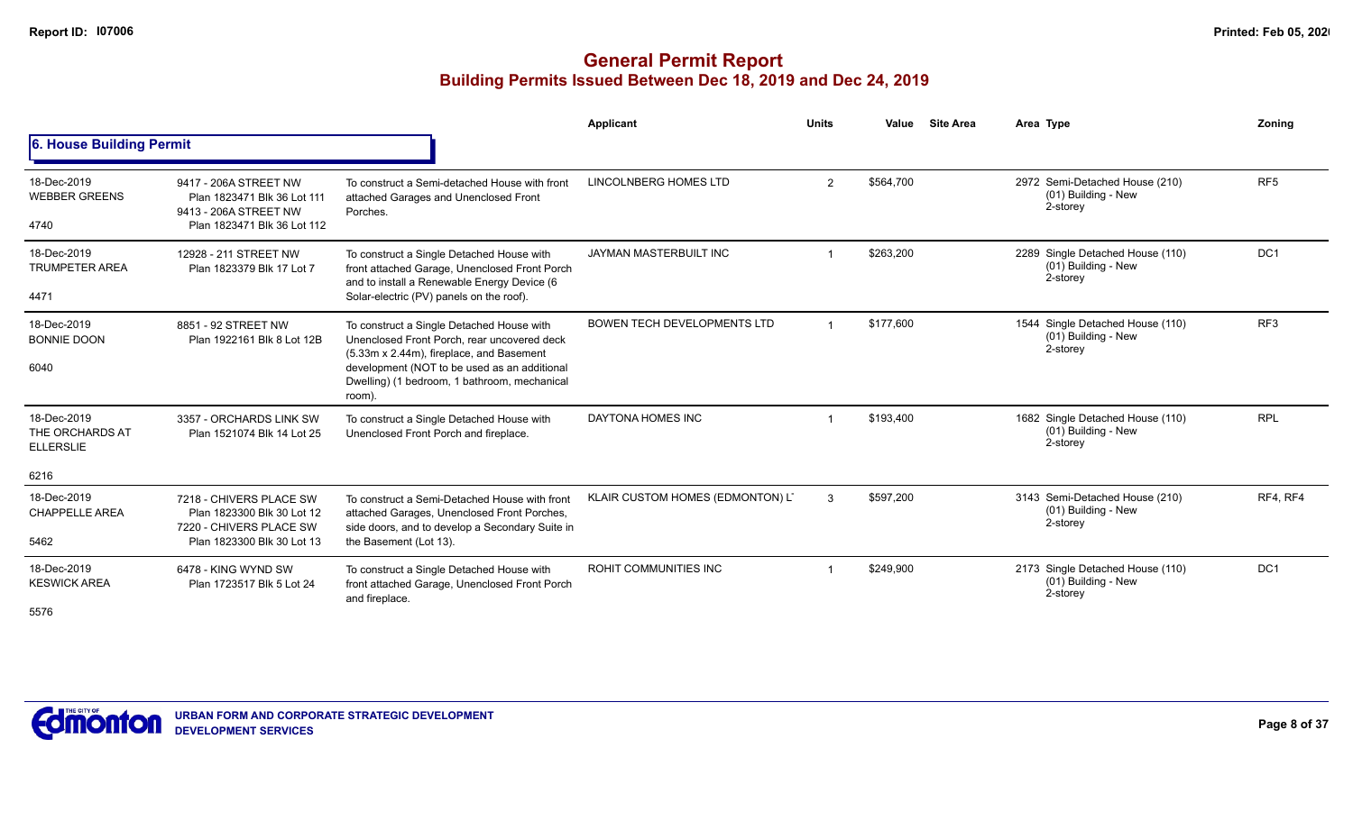# General Permit Report
## Building Permits Issued Between Dec 18, 2019 and Dec 24, 2019

### 6. House Building Permit

| Date / Neighbourhood | Address / Legal | Description | Applicant | Units | Value | Site Area | Area | Type | Zoning |
|---|---|---|---|---|---|---|---|---|---|
| 18-Dec-2019 WEBBER GREENS 4740 | 9417 - 206A STREET NW Plan 1823471 Blk 36 Lot 111 9413 - 206A STREET NW Plan 1823471 Blk 36 Lot 112 | To construct a Semi-detached House with front attached Garages and Unenclosed Front Porches. | LINCOLNBERG HOMES LTD | 2 | $564,700 | | 2972 | Semi-Detached House (210) (01) Building - New 2-storey | RF5 |
| 18-Dec-2019 TRUMPETER AREA 4471 | 12928 - 211 STREET NW Plan 1823379 Blk 17 Lot 7 | To construct a Single Detached House with front attached Garage, Unenclosed Front Porch and to install a Renewable Energy Device (6 Solar-electric (PV) panels on the roof). | JAYMAN MASTERBUILT INC | 1 | $263,200 | | 2289 | Single Detached House (110) (01) Building - New 2-storey | DC1 |
| 18-Dec-2019 BONNIE DOON 6040 | 8851 - 92 STREET NW Plan 1922161 Blk 8 Lot 12B | To construct a Single Detached House with Unenclosed Front Porch, rear uncovered deck (5.33m x 2.44m), fireplace, and Basement development (NOT to be used as an additional Dwelling) (1 bedroom, 1 bathroom, mechanical room). | BOWEN TECH DEVELOPMENTS LTD | 1 | $177,600 | | 1544 | Single Detached House (110) (01) Building - New 2-storey | RF3 |
| 18-Dec-2019 THE ORCHARDS AT ELLERSLIE 6216 | 3357 - ORCHARDS LINK SW Plan 1521074 Blk 14 Lot 25 | To construct a Single Detached House with Unenclosed Front Porch and fireplace. | DAYTONA HOMES INC | 1 | $193,400 | | 1682 | Single Detached House (110) (01) Building - New 2-storey | RPL |
| 18-Dec-2019 CHAPPELLE AREA 5462 | 7218 - CHIVERS PLACE SW Plan 1823300 Blk 30 Lot 12 7220 - CHIVERS PLACE SW Plan 1823300 Blk 30 Lot 13 | To construct a Semi-Detached House with front attached Garages, Unenclosed Front Porches, side doors, and to develop a Secondary Suite in the Basement (Lot 13). | KLAIR CUSTOM HOMES (EDMONTON) L' | 3 | $597,200 | | 3143 | Semi-Detached House (210) (01) Building - New 2-storey | RF4, RF4 |
| 18-Dec-2019 KESWICK AREA 5576 | 6478 - KING WYND SW Plan 1723517 Blk 5 Lot 24 | To construct a Single Detached House with front attached Garage, Unenclosed Front Porch and fireplace. | ROHIT COMMUNITIES INC | 1 | $249,900 | | 2173 | Single Detached House (110) (01) Building - New 2-storey | DC1 |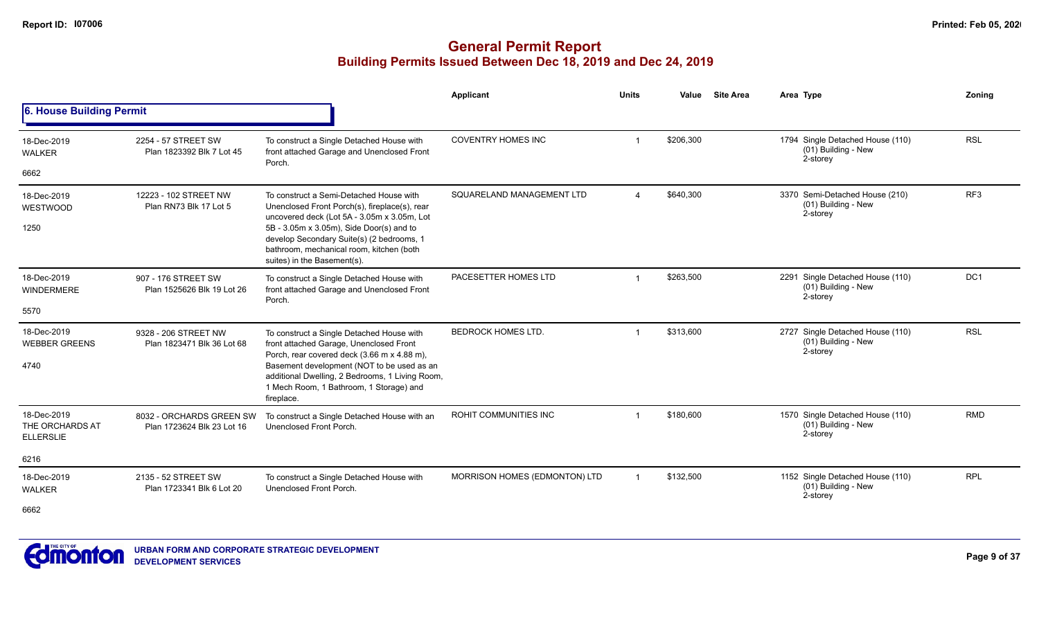# General Permit Report

## Building Permits Issued Between Dec 18, 2019 and Dec 24, 2019

### 6. House Building Permit

| Date / Neighbourhood | Address / Legal | Description | Applicant | Units | Value | Site Area | Area | Type | Zoning |
|---|---|---|---|---|---|---|---|---|---|
| 18-Dec-2019 WALKER 6662 | 2254 - 57 STREET SW Plan 1823392 Blk 7 Lot 45 | To construct a Single Detached House with front attached Garage and Unenclosed Front Porch. | COVENTRY HOMES INC | 1 | $206,300 | | 1794 | Single Detached House (110) (01) Building - New 2-storey | RSL |
| 18-Dec-2019 WESTWOOD 1250 | 12223 - 102 STREET NW Plan RN73 Blk 17 Lot 5 | To construct a Semi-Detached House with Unenclosed Front Porch(s), fireplace(s), rear uncovered deck (Lot 5A - 3.05m x 3.05m, Lot 5B - 3.05m x 3.05m), Side Door(s) and to develop Secondary Suite(s) (2 bedrooms, 1 bathroom, mechanical room, kitchen (both suites) in the Basement(s). | SQUARELAND MANAGEMENT LTD | 4 | $640,300 | | 3370 | Semi-Detached House (210) (01) Building - New 2-storey | RF3 |
| 18-Dec-2019 WINDERMERE 5570 | 907 - 176 STREET SW Plan 1525626 Blk 19 Lot 26 | To construct a Single Detached House with front attached Garage and Unenclosed Front Porch. | PACESETTER HOMES LTD | 1 | $263,500 | | 2291 | Single Detached House (110) (01) Building - New 2-storey | DC1 |
| 18-Dec-2019 WEBBER GREENS 4740 | 9328 - 206 STREET NW Plan 1823471 Blk 36 Lot 68 | To construct a Single Detached House with front attached Garage, Unenclosed Front Porch, rear covered deck (3.66 m x 4.88 m), Basement development (NOT to be used as an additional Dwelling, 2 Bedrooms, 1 Living Room, 1 Mech Room, 1 Bathroom, 1 Storage) and fireplace. | BEDROCK HOMES LTD. | 1 | $313,600 | | 2727 | Single Detached House (110) (01) Building - New 2-storey | RSL |
| 18-Dec-2019 THE ORCHARDS AT ELLERSLIE 6216 | 8032 - ORCHARDS GREEN SW Plan 1723624 Blk 23 Lot 16 | To construct a Single Detached House with an Unenclosed Front Porch. | ROHIT COMMUNITIES INC | 1 | $180,600 | | 1570 | Single Detached House (110) (01) Building - New 2-storey | RMD |
| 18-Dec-2019 WALKER 6662 | 2135 - 52 STREET SW Plan 1723341 Blk 6 Lot 20 | To construct a Single Detached House with Unenclosed Front Porch. | MORRISON HOMES (EDMONTON) LTD | 1 | $132,500 | | 1152 | Single Detached House (110) (01) Building - New 2-storey | RPL |

URBAN FORM AND CORPORATE STRATEGIC DEVELOPMENT
DEVELOPMENT SERVICES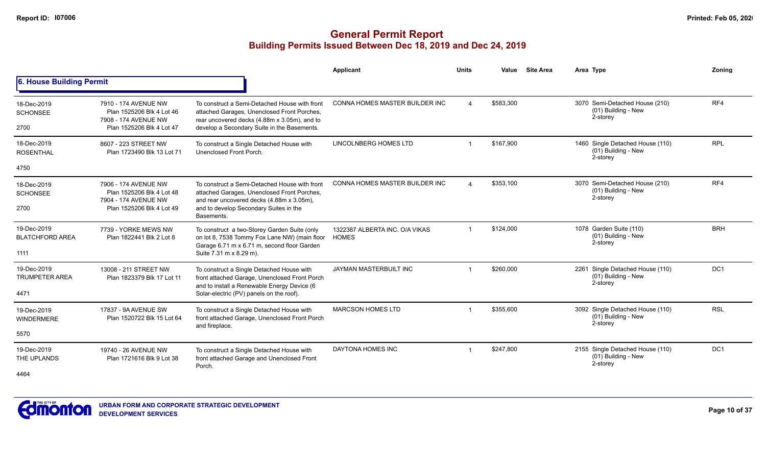# General Permit Report

## Building Permits Issued Between Dec 18, 2019 and Dec 24, 2019

### 6. House Building Permit

| Date / Neighbourhood | Address / Legal | Description | Applicant | Units | Value | Site Area | Area Type | Zoning |
|---|---|---|---|---|---|---|---|---|
| 18-Dec-2019 SCHONSEE 2700 | 7910 - 174 AVENUE NW Plan 1525206 Blk 4 Lot 46 7908 - 174 AVENUE NW Plan 1525206 Blk 4 Lot 47 | To construct a Semi-Detached House with front attached Garages, Unenclosed Front Porches, rear uncovered decks (4.88m x 3.05m), and to develop a Secondary Suite in the Basements. | CONNA HOMES MASTER BUILDER INC | 4 | $583,300 | | 3070 Semi-Detached House (210) (01) Building - New 2-storey | RF4 |
| 18-Dec-2019 ROSENTHAL 4750 | 8607 - 223 STREET NW Plan 1723490 Blk 13 Lot 71 | To construct a Single Detached House with Unenclosed Front Porch. | LINCOLNBERG HOMES LTD | 1 | $167,900 | | 1460 Single Detached House (110) (01) Building - New 2-storey | RPL |
| 18-Dec-2019 SCHONSEE 2700 | 7906 - 174 AVENUE NW Plan 1525206 Blk 4 Lot 48 7904 - 174 AVENUE NW Plan 1525206 Blk 4 Lot 49 | To construct a Semi-Detached House with front attached Garages, Unenclosed Front Porches, and rear uncovered decks (4.88m x 3.05m), and to develop Secondary Suites in the Basements. | CONNA HOMES MASTER BUILDER INC | 4 | $353,100 | | 3070 Semi-Detached House (210) (01) Building - New 2-storey | RF4 |
| 19-Dec-2019 BLATCHFORD AREA 1111 | 7739 - YORKE MEWS NW Plan 1822441 Blk 2 Lot 8 | To construct a two-Storey Garden Suite (only on lot 8, 7538 Tommy Fox Lane NW) (main floor Garage 6.71 m x 6.71 m, second floor Garden Suite 7.31 m x 8.29 m). | 1322387 ALBERTA INC. O/A VIKAS HOMES | 1 | $124,000 | | 1078 Garden Suite (110) (01) Building - New 2-storey | BRH |
| 19-Dec-2019 TRUMPETER AREA 4471 | 13008 - 211 STREET NW Plan 1823379 Blk 17 Lot 11 | To construct a Single Detached House with front attached Garage, Unenclosed Front Porch and to install a Renewable Energy Device (6 Solar-electric (PV) panels on the roof). | JAYMAN MASTERBUILT INC | 1 | $260,000 | | 2261 Single Detached House (110) (01) Building - New 2-storey | DC1 |
| 19-Dec-2019 WINDERMERE 5570 | 17837 - 9A AVENUE SW Plan 1520722 Blk 15 Lot 64 | To construct a Single Detached House with front attached Garage, Unenclosed Front Porch and fireplace. | MARCSON HOMES LTD | 1 | $355,600 | | 3092 Single Detached House (110) (01) Building - New 2-storey | RSL |
| 19-Dec-2019 THE UPLANDS 4464 | 19740 - 26 AVENUE NW Plan 1721616 Blk 9 Lot 38 | To construct a Single Detached House with front attached Garage and Unenclosed Front Porch. | DAYTONA HOMES INC | 1 | $247,800 | | 2155 Single Detached House (110) (01) Building - New 2-storey | DC1 |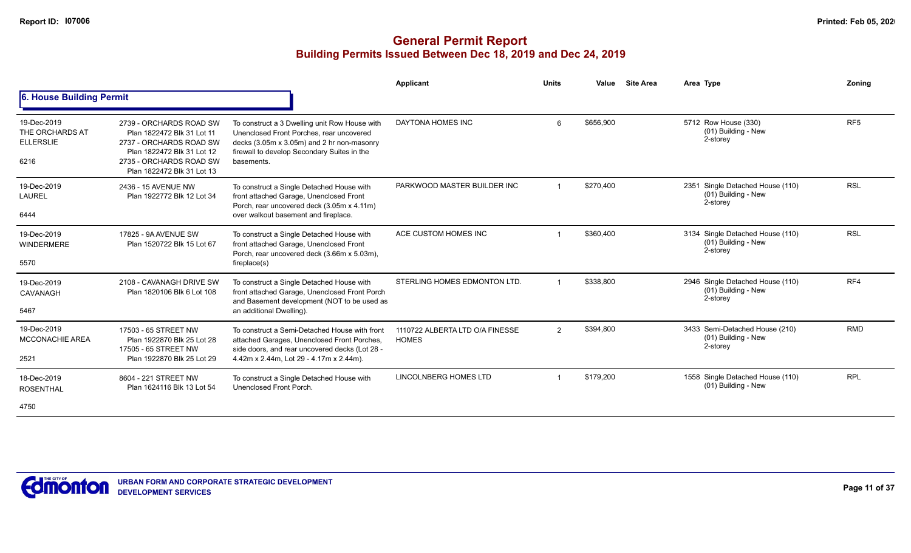# General Permit Report
## Building Permits Issued Between Dec 18, 2019 and Dec 24, 2019

### 6. House Building Permit

| Date / Neighbourhood | Address / Legal | Description | Applicant | Units | Value | Site Area | Area Type | Zoning |
|---|---|---|---|---|---|---|---|---|
| 19-Dec-2019 THE ORCHARDS AT ELLERSLIE 6216 | 2739 - ORCHARDS ROAD SW Plan 1822472 Blk 31 Lot 11 2737 - ORCHARDS ROAD SW Plan 1822472 Blk 31 Lot 12 2735 - ORCHARDS ROAD SW Plan 1822472 Blk 31 Lot 13 | To construct a 3 Dwelling unit Row House with Unenclosed Front Porches, rear uncovered decks (3.05m x 3.05m) and 2 hr non-masonry firewall to develop Secondary Suites in the basements. | DAYTONA HOMES INC | 6 | $656,900 | | 5712 Row House (330) (01) Building - New 2-storey | RF5 |
| 19-Dec-2019 LAUREL 6444 | 2436 - 15 AVENUE NW Plan 1922772 Blk 12 Lot 34 | To construct a Single Detached House with front attached Garage, Unenclosed Front Porch, rear uncovered deck (3.05m x 4.11m) over walkout basement and fireplace. | PARKWOOD MASTER BUILDER INC | 1 | $270,400 | | 2351 Single Detached House (110) (01) Building - New 2-storey | RSL |
| 19-Dec-2019 WINDERMERE 5570 | 17825 - 9A AVENUE SW Plan 1520722 Blk 15 Lot 67 | To construct a Single Detached House with front attached Garage, Unenclosed Front Porch, rear uncovered deck (3.66m x 5.03m), fireplace(s) | ACE CUSTOM HOMES INC | 1 | $360,400 | | 3134 Single Detached House (110) (01) Building - New 2-storey | RSL |
| 19-Dec-2019 CAVANAGH 5467 | 2108 - CAVANAGH DRIVE SW Plan 1820106 Blk 6 Lot 108 | To construct a Single Detached House with front attached Garage, Unenclosed Front Porch and Basement development (NOT to be used as an additional Dwelling). | STERLING HOMES EDMONTON LTD. | 1 | $338,800 | | 2946 Single Detached House (110) (01) Building - New 2-storey | RF4 |
| 19-Dec-2019 MCCONACHIE AREA 2521 | 17503 - 65 STREET NW Plan 1922870 Blk 25 Lot 28 17505 - 65 STREET NW Plan 1922870 Blk 25 Lot 29 | To construct a Semi-Detached House with front attached Garages, Unenclosed Front Porches, side doors, and rear uncovered decks (Lot 28 - 4.42m x 2.44m, Lot 29 - 4.17m x 2.44m). | 1110722 ALBERTA LTD O/A FINESSE HOMES | 2 | $394,800 | | 3433 Semi-Detached House (210) (01) Building - New 2-storey | RMD |
| 18-Dec-2019 ROSENTHAL 4750 | 8604 - 221 STREET NW Plan 1624116 Blk 13 Lot 54 | To construct a Single Detached House with Unenclosed Front Porch. | LINCOLNBERG HOMES LTD | 1 | $179,200 | | 1558 Single Detached House (110) (01) Building - New | RPL |

URBAN FORM AND CORPORATE STRATEGIC DEVELOPMENT
DEVELOPMENT SERVICES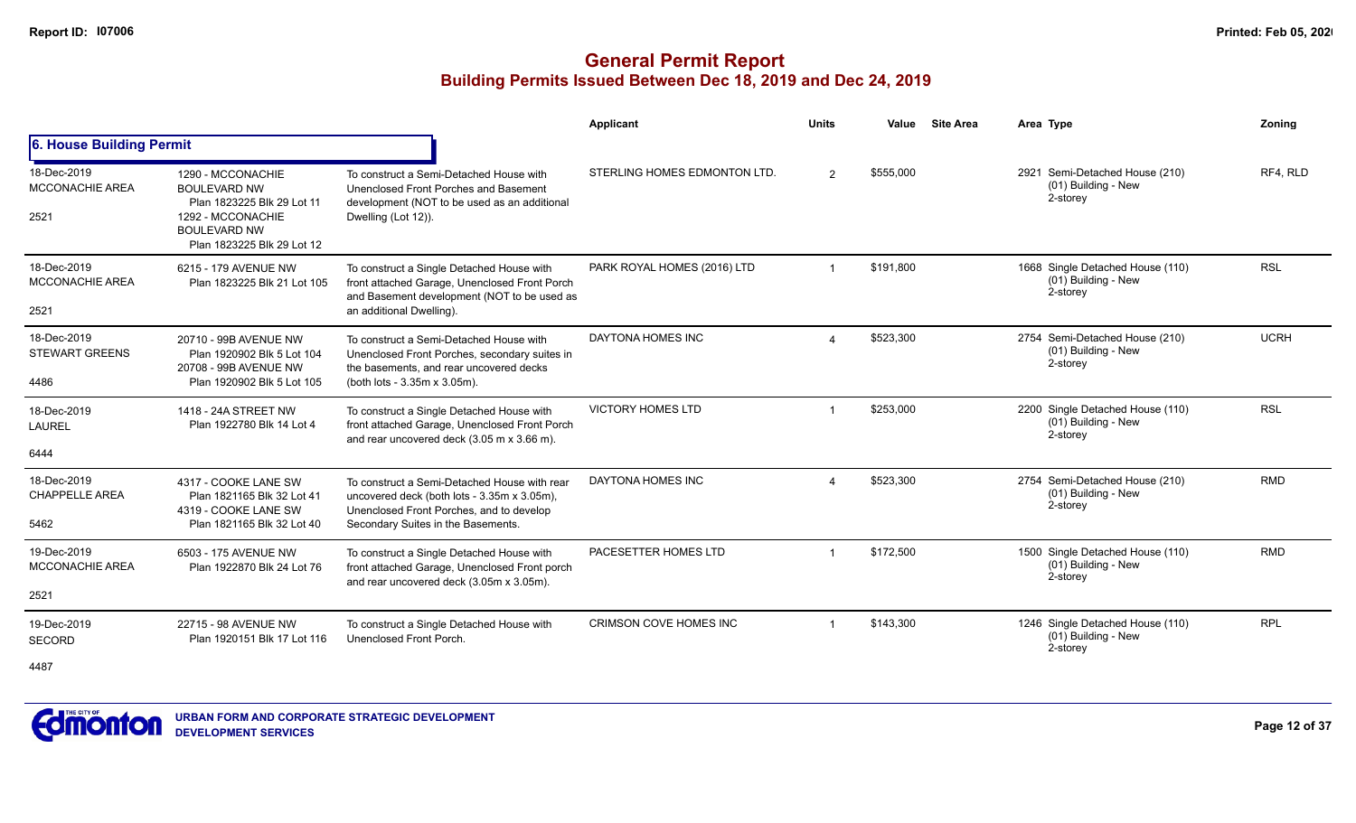# General Permit Report
## Building Permits Issued Between Dec 18, 2019 and Dec 24, 2019

### 6. House Building Permit

| Date / Neighbourhood | Address / Legal | Description | Applicant | Units | Value | Site Area | Area Type | Zoning |
|---|---|---|---|---|---|---|---|---|
| 18-Dec-2019 MCCONACHIE AREA 2521 | 1290 - MCCONACHIE BOULEVARD NW Plan 1823225 Blk 29 Lot 11 1292 - MCCONACHIE BOULEVARD NW Plan 1823225 Blk 29 Lot 12 | To construct a Semi-Detached House with Unenclosed Front Porches and Basement development (NOT to be used as an additional Dwelling (Lot 12)). | STERLING HOMES EDMONTON LTD. | 2 | $555,000 | | 2921 Semi-Detached House (210) (01) Building - New 2-storey | RF4, RLD |
| 18-Dec-2019 MCCONACHIE AREA 2521 | 6215 - 179 AVENUE NW Plan 1823225 Blk 21 Lot 105 | To construct a Single Detached House with front attached Garage, Unenclosed Front Porch and Basement development (NOT to be used as an additional Dwelling). | PARK ROYAL HOMES (2016) LTD | 1 | $191,800 | | 1668 Single Detached House (110) (01) Building - New 2-storey | RSL |
| 18-Dec-2019 STEWART GREENS 4486 | 20710 - 99B AVENUE NW Plan 1920902 Blk 5 Lot 104 20708 - 99B AVENUE NW Plan 1920902 Blk 5 Lot 105 | To construct a Semi-Detached House with Unenclosed Front Porches, secondary suites in the basements, and rear uncovered decks (both lots - 3.35m x 3.05m). | DAYTONA HOMES INC | 4 | $523,300 | | 2754 Semi-Detached House (210) (01) Building - New 2-storey | UCRH |
| 18-Dec-2019 LAUREL 6444 | 1418 - 24A STREET NW Plan 1922780 Blk 14 Lot 4 | To construct a Single Detached House with front attached Garage, Unenclosed Front Porch and rear uncovered deck (3.05 m x 3.66 m). | VICTORY HOMES LTD | 1 | $253,000 | | 2200 Single Detached House (110) (01) Building - New 2-storey | RSL |
| 18-Dec-2019 CHAPPELLE AREA 5462 | 4317 - COOKE LANE SW Plan 1821165 Blk 32 Lot 41 4319 - COOKE LANE SW Plan 1821165 Blk 32 Lot 40 | To construct a Semi-Detached House with rear uncovered deck (both lots - 3.35m x 3.05m), Unenclosed Front Porches, and to develop Secondary Suites in the Basements. | DAYTONA HOMES INC | 4 | $523,300 | | 2754 Semi-Detached House (210) (01) Building - New 2-storey | RMD |
| 19-Dec-2019 MCCONACHIE AREA 2521 | 6503 - 175 AVENUE NW Plan 1922870 Blk 24 Lot 76 | To construct a Single Detached House with front attached Garage, Unenclosed Front porch and rear uncovered deck (3.05m x 3.05m). | PACESETTER HOMES LTD | 1 | $172,500 | | 1500 Single Detached House (110) (01) Building - New 2-storey | RMD |
| 19-Dec-2019 SECORD 4487 | 22715 - 98 AVENUE NW Plan 1920151 Blk 17 Lot 116 | To construct a Single Detached House with Unenclosed Front Porch. | CRIMSON COVE HOMES INC | 1 | $143,300 | | 1246 Single Detached House (110) (01) Building - New 2-storey | RPL |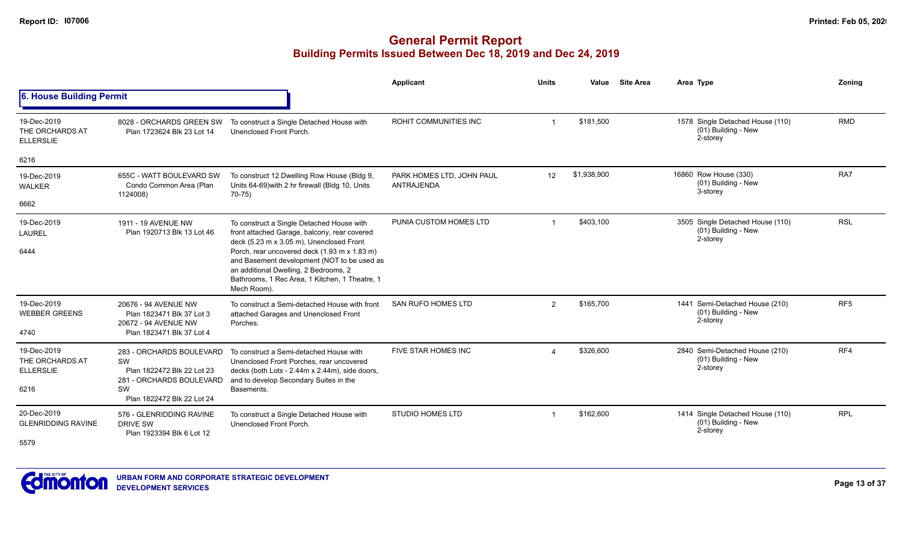# General Permit Report
## Building Permits Issued Between Dec 18, 2019 and Dec 24, 2019

### 6. House Building Permit

| Date / Neighbourhood | Address / Legal | Description | Applicant | Units | Value | Site Area | Area | Type | Zoning |
|---|---|---|---|---|---|---|---|---|---|
| 19-Dec-2019 THE ORCHARDS AT ELLERSLIE 6216 | 8028 - ORCHARDS GREEN SW Plan 1723624 Blk 23 Lot 14 | To construct a Single Detached House with Unenclosed Front Porch. | ROHIT COMMUNITIES INC | 1 | $181,500 | | 1578 | Single Detached House (110) (01) Building - New 2-storey | RMD |
| 19-Dec-2019 WALKER 6662 | 655C - WATT BOULEVARD SW Condo Common Area (Plan 1124008) | To construct 12 Dwelling Row House (Bldg 9, Units 64-69)with 2 hr firewall (Bldg 10, Units 70-75) | PARK HOMES LTD, JOHN PAUL ANTRAJENDA | 12 | $1,938,900 | | 16860 | Row House (330) (01) Building - New 3-storey | RA7 |
| 19-Dec-2019 LAUREL 6444 | 1911 - 19 AVENUE NW Plan 1920713 Blk 13 Lot 46 | To construct a Single Detached House with front attached Garage, balcony, rear covered deck (5.23 m x 3.05 m), Unenclosed Front Porch, rear uncovered deck (1.93 m x 1.83 m) and Basement development (NOT to be used as an additional Dwelling, 2 Bedrooms, 2 Bathrooms, 1 Rec Area, 1 Kitchen, 1 Theatre, 1 Mech Room). | PUNIA CUSTOM HOMES LTD | 1 | $403,100 | | 3505 | Single Detached House (110) (01) Building - New 2-storey | RSL |
| 19-Dec-2019 WEBBER GREENS 4740 | 20676 - 94 AVENUE NW Plan 1823471 Blk 37 Lot 3 20672 - 94 AVENUE NW Plan 1823471 Blk 37 Lot 4 | To construct a Semi-detached House with front attached Garages and Unenclosed Front Porches. | SAN RUFO HOMES LTD | 2 | $165,700 | | 1441 | Semi-Detached House (210) (01) Building - New 2-storey | RF5 |
| 19-Dec-2019 THE ORCHARDS AT ELLERSLIE 6216 | 283 - ORCHARDS BOULEVARD SW Plan 1822472 Blk 22 Lot 23 281 - ORCHARDS BOULEVARD SW Plan 1822472 Blk 22 Lot 24 | To construct a Semi-detached House with Unenclosed Front Porches, rear uncovered decks (both Lots - 2.44m x 2.44m), side doors, and to develop Secondary Suites in the Basements. | FIVE STAR HOMES INC | 4 | $326,600 | | 2840 | Semi-Detached House (210) (01) Building - New 2-storey | RF4 |
| 20-Dec-2019 GLENRIDDING RAVINE 5579 | 576 - GLENRIDDING RAVINE DRIVE SW Plan 1923394 Blk 6 Lot 12 | To construct a Single Detached House with Unenclosed Front Porch. | STUDIO HOMES LTD | 1 | $162,600 | | 1414 | Single Detached House (110) (01) Building - New 2-storey | RPL |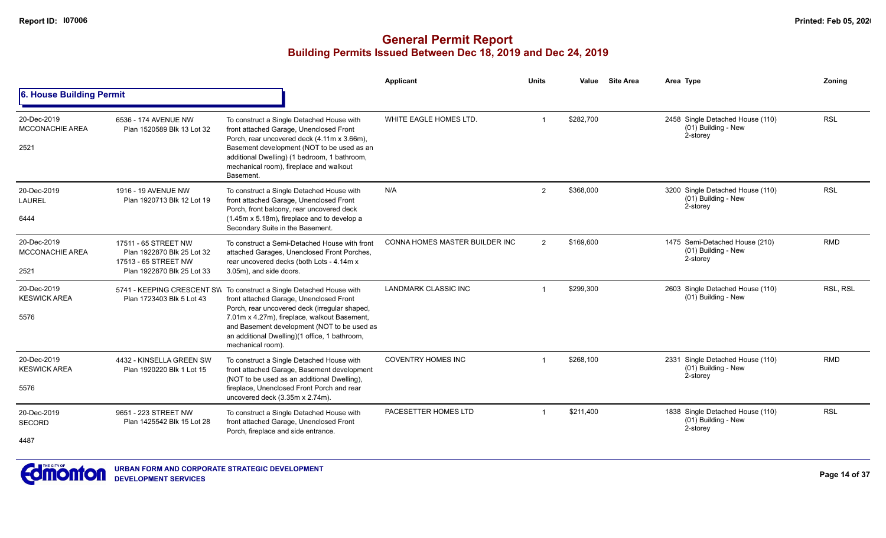# General Permit Report

## Building Permits Issued Between Dec 18, 2019 and Dec 24, 2019

### 6. House Building Permit

| Date / Neighbourhood | Address / Legal | Description | Applicant | Units | Value | Site Area | Area | Type | Zoning |
|---|---|---|---|---|---|---|---|---|---|
| 20-Dec-2019 MCCONACHIE AREA 2521 | 6536 - 174 AVENUE NW Plan 1520589 Blk 13 Lot 32 | To construct a Single Detached House with front attached Garage, Unenclosed Front Porch, rear uncovered deck (4.11m x 3.66m), Basement development (NOT to be used as an additional Dwelling) (1 bedroom, 1 bathroom, mechanical room), fireplace and walkout Basement. | WHITE EAGLE HOMES LTD. | 1 | $282,700 | | 2458 | Single Detached House (110) (01) Building - New 2-storey | RSL |
| 20-Dec-2019 LAUREL 6444 | 1916 - 19 AVENUE NW Plan 1920713 Blk 12 Lot 19 | To construct a Single Detached House with front attached Garage, Unenclosed Front Porch, front balcony, rear uncovered deck (1.45m x 5.18m), fireplace and to develop a Secondary Suite in the Basement. | N/A | 2 | $368,000 | | 3200 | Single Detached House (110) (01) Building - New 2-storey | RSL |
| 20-Dec-2019 MCCONACHIE AREA 2521 | 17511 - 65 STREET NW Plan 1922870 Blk 25 Lot 32 17513 - 65 STREET NW Plan 1922870 Blk 25 Lot 33 | To construct a Semi-Detached House with front attached Garages, Unenclosed Front Porches, rear uncovered decks (both Lots - 4.14m x 3.05m), and side doors. | CONNA HOMES MASTER BUILDER INC | 2 | $169,600 | | 1475 | Semi-Detached House (210) (01) Building - New 2-storey | RMD |
| 20-Dec-2019 KESWICK AREA 5576 | 5741 - KEEPING CRESCENT SW Plan 1723403 Blk 5 Lot 43 | To construct a Single Detached House with front attached Garage, Unenclosed Front Porch, rear uncovered deck (irregular shaped, 7.01m x 4.27m), fireplace, walkout Basement, and Basement development (NOT to be used as an additional Dwelling)(1 office, 1 bathroom, mechanical room). | LANDMARK CLASSIC INC | 1 | $299,300 | | 2603 | Single Detached House (110) (01) Building - New | RSL, RSL |
| 20-Dec-2019 KESWICK AREA 5576 | 4432 - KINSELLA GREEN SW Plan 1920220 Blk 1 Lot 15 | To construct a Single Detached House with front attached Garage, Basement development (NOT to be used as an additional Dwelling), fireplace, Unenclosed Front Porch and rear uncovered deck (3.35m x 2.74m). | COVENTRY HOMES INC | 1 | $268,100 | | 2331 | Single Detached House (110) (01) Building - New 2-storey | RMD |
| 20-Dec-2019 SECORD 4487 | 9651 - 223 STREET NW Plan 1425542 Blk 15 Lot 28 | To construct a Single Detached House with front attached Garage, Unenclosed Front Porch, fireplace and side entrance. | PACESETTER HOMES LTD | 1 | $211,400 | | 1838 | Single Detached House (110) (01) Building - New 2-storey | RSL |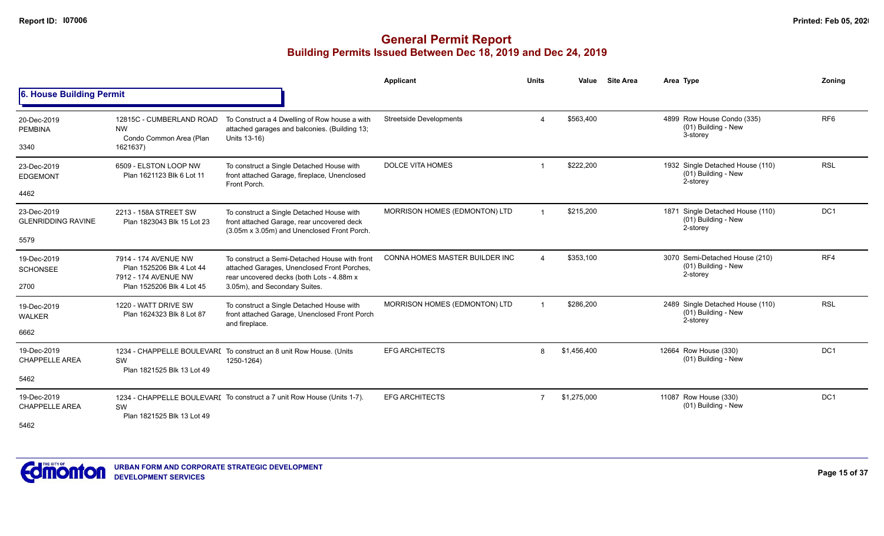# General Permit Report
## Building Permits Issued Between Dec 18, 2019 and Dec 24, 2019

### 6. House Building Permit

| Date / Neighbourhood / Ref | Address / Legal | Description | Applicant | Units | Value | Site Area | Area Type | Zoning |
|---|---|---|---|---|---|---|---|---|
| 20-Dec-2019 PEMBINA 3340 | 12815C - CUMBERLAND ROAD NW Condo Common Area (Plan 1621637) | To Construct a 4 Dwelling of Row house a with attached garages and balconies. (Building 13; Units 13-16) | Streetside Developments | 4 | $563,400 | | 4899 Row House Condo (335) (01) Building - New 3-storey | RF6 |
| 23-Dec-2019 EDGEMONT 4462 | 6509 - ELSTON LOOP NW Plan 1621123 Blk 6 Lot 11 | To construct a Single Detached House with front attached Garage, fireplace, Unenclosed Front Porch. | DOLCE VITA HOMES | 1 | $222,200 | | 1932 Single Detached House (110) (01) Building - New 2-storey | RSL |
| 23-Dec-2019 GLENRIDDING RAVINE 5579 | 2213 - 158A STREET SW Plan 1823043 Blk 15 Lot 23 | To construct a Single Detached House with front attached Garage, rear uncovered deck (3.05m x 3.05m) and Unenclosed Front Porch. | MORRISON HOMES (EDMONTON) LTD | 1 | $215,200 | | 1871 Single Detached House (110) (01) Building - New 2-storey | DC1 |
| 19-Dec-2019 SCHONSEE 2700 | 7914 - 174 AVENUE NW Plan 1525206 Blk 4 Lot 44 7912 - 174 AVENUE NW Plan 1525206 Blk 4 Lot 45 | To construct a Semi-Detached House with front attached Garages, Unenclosed Front Porches, rear uncovered decks (both Lots - 4.88m x 3.05m), and Secondary Suites. | CONNA HOMES MASTER BUILDER INC | 4 | $353,100 | | 3070 Semi-Detached House (210) (01) Building - New 2-storey | RF4 |
| 19-Dec-2019 WALKER 6662 | 1220 - WATT DRIVE SW Plan 1624323 Blk 8 Lot 87 | To construct a Single Detached House with front attached Garage, Unenclosed Front Porch and fireplace. | MORRISON HOMES (EDMONTON) LTD | 1 | $286,200 | | 2489 Single Detached House (110) (01) Building - New 2-storey | RSL |
| 19-Dec-2019 CHAPPELLE AREA 5462 | 1234 - CHAPPELLE BOULEVARD SW Plan 1821525 Blk 13 Lot 49 | To construct an 8 unit Row House. (Units 1250-1264) | EFG ARCHITECTS | 8 | $1,456,400 | | 12664 Row House (330) (01) Building - New | DC1 |
| 19-Dec-2019 CHAPPELLE AREA 5462 | 1234 - CHAPPELLE BOULEVARD SW Plan 1821525 Blk 13 Lot 49 | To construct a 7 unit Row House (Units 1-7). | EFG ARCHITECTS | 7 | $1,275,000 | | 11087 Row House (330) (01) Building - New | DC1 |

URBAN FORM AND CORPORATE STRATEGIC DEVELOPMENT
DEVELOPMENT SERVICES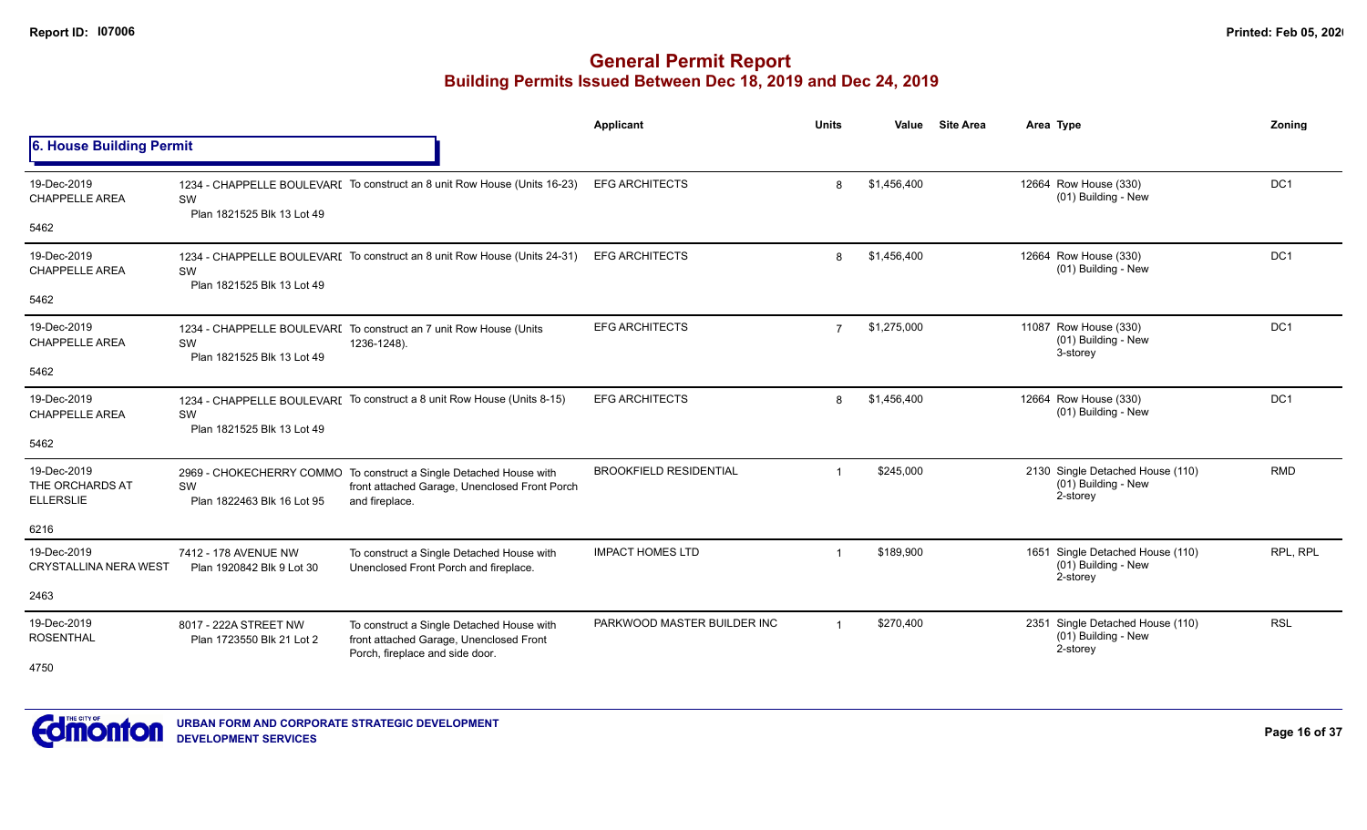# General Permit Report

## Building Permits Issued Between Dec 18, 2019 and Dec 24, 2019

### 6. House Building Permit

| | | | Applicant | Units | Value | Site Area | Area | Type | Zoning |
|---|---|---|---|---|---|---|---|---|---|
| 19-Dec-2019 CHAPPELLE AREA 5462 | 1234 - CHAPPELLE BOULEVARD SW Plan 1821525 Blk 13 Lot 49 | To construct an 8 unit Row House (Units 16-23) | EFG ARCHITECTS | 8 | $1,456,400 | | 12664 | Row House (330) (01) Building - New | DC1 |
| 19-Dec-2019 CHAPPELLE AREA 5462 | 1234 - CHAPPELLE BOULEVARD SW Plan 1821525 Blk 13 Lot 49 | To construct an 8 unit Row House (Units 24-31) | EFG ARCHITECTS | 8 | $1,456,400 | | 12664 | Row House (330) (01) Building - New | DC1 |
| 19-Dec-2019 CHAPPELLE AREA 5462 | 1234 - CHAPPELLE BOULEVARD SW Plan 1821525 Blk 13 Lot 49 | To construct an 7 unit Row House (Units 1236-1248). | EFG ARCHITECTS | 7 | $1,275,000 | | 11087 | Row House (330) (01) Building - New 3-storey | DC1 |
| 19-Dec-2019 CHAPPELLE AREA 5462 | 1234 - CHAPPELLE BOULEVARD SW Plan 1821525 Blk 13 Lot 49 | To construct a 8 unit Row House (Units 8-15) | EFG ARCHITECTS | 8 | $1,456,400 | | 12664 | Row House (330) (01) Building - New | DC1 |
| 19-Dec-2019 THE ORCHARDS AT ELLERSLIE 6216 | 2969 - CHOKECHERRY COMMON SW Plan 1822463 Blk 16 Lot 95 | To construct a Single Detached House with front attached Garage, Unenclosed Front Porch and fireplace. | BROOKFIELD RESIDENTIAL | 1 | $245,000 | | 2130 | Single Detached House (110) (01) Building - New 2-storey | RMD |
| 19-Dec-2019 CRYSTALLINA NERA WEST 2463 | 7412 - 178 AVENUE NW Plan 1920842 Blk 9 Lot 30 | To construct a Single Detached House with Unenclosed Front Porch and fireplace. | IMPACT HOMES LTD | 1 | $189,900 | | 1651 | Single Detached House (110) (01) Building - New 2-storey | RPL, RPL |
| 19-Dec-2019 ROSENTHAL 4750 | 8017 - 222A STREET NW Plan 1723550 Blk 21 Lot 2 | To construct a Single Detached House with front attached Garage, Unenclosed Front Porch, fireplace and side door. | PARKWOOD MASTER BUILDER INC | 1 | $270,400 | | 2351 | Single Detached House (110) (01) Building - New 2-storey | RSL |

URBAN FORM AND CORPORATE STRATEGIC DEVELOPMENT
DEVELOPMENT SERVICES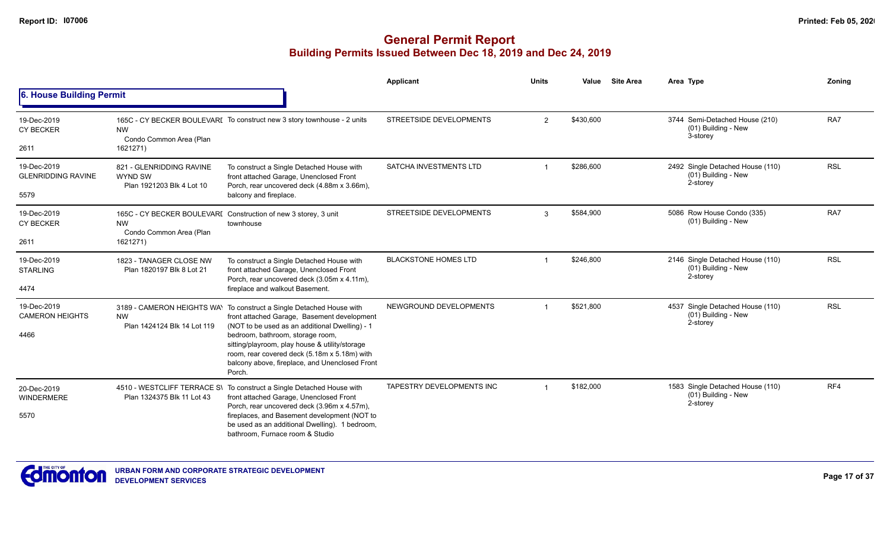# General Permit Report
## Building Permits Issued Between Dec 18, 2019 and Dec 24, 2019

### 6. House Building Permit

| Date / Neighbourhood | Address / Legal | Description | Applicant | Units | Value | Site Area | Area | Type | Zoning |
|---|---|---|---|---|---|---|---|---|---|
| 19-Dec-2019 CY BECKER 2611 | 165C - CY BECKER BOULEVARD NW Condo Common Area (Plan 1621271) | To construct new 3 story townhouse - 2 units | STREETSIDE DEVELOPMENTS | 2 | $430,600 | | 3744 | Semi-Detached House (210) (01) Building - New 3-storey | RA7 |
| 19-Dec-2019 GLENRIDDING RAVINE 5579 | 821 - GLENRIDDING RAVINE WYND SW Plan 1921203 Blk 4 Lot 10 | To construct a Single Detached House with front attached Garage, Unenclosed Front Porch, rear uncovered deck (4.88m x 3.66m), balcony and fireplace. | SATCHA INVESTMENTS LTD | 1 | $286,600 | | 2492 | Single Detached House (110) (01) Building - New 2-storey | RSL |
| 19-Dec-2019 CY BECKER 2611 | 165C - CY BECKER BOULEVARD NW Condo Common Area (Plan 1621271) | Construction of new 3 storey, 3 unit townhouse | STREETSIDE DEVELOPMENTS | 3 | $584,900 | | 5086 | Row House Condo (335) (01) Building - New | RA7 |
| 19-Dec-2019 STARLING 4474 | 1823 - TANAGER CLOSE NW Plan 1820197 Blk 8 Lot 21 | To construct a Single Detached House with front attached Garage, Unenclosed Front Porch, rear uncovered deck (3.05m x 4.11m), fireplace and walkout Basement. | BLACKSTONE HOMES LTD | 1 | $246,800 | | 2146 | Single Detached House (110) (01) Building - New 2-storey | RSL |
| 19-Dec-2019 CAMERON HEIGHTS 4466 | 3189 - CAMERON HEIGHTS WAY NW Plan 1424124 Blk 14 Lot 119 | To construct a Single Detached House with front attached Garage, Basement development (NOT to be used as an additional Dwelling) - 1 bedroom, bathroom, storage room, sitting/playroom, play house & utility/storage room, rear covered deck (5.18m x 5.18m) with balcony above, fireplace, and Unenclosed Front Porch. | NEWGROUND DEVELOPMENTS | 1 | $521,800 | | 4537 | Single Detached House (110) (01) Building - New 2-storey | RSL |
| 20-Dec-2019 WINDERMERE 5570 | 4510 - WESTCLIFF TERRACE SW Plan 1324375 Blk 11 Lot 43 | To construct a Single Detached House with front attached Garage, Unenclosed Front Porch, rear uncovered deck (3.96m x 4.57m), fireplaces, and Basement development (NOT to be used as an additional Dwelling). 1 bedroom, bathroom, Furnace room & Studio | TAPESTRY DEVELOPMENTS INC | 1 | $182,000 | | 1583 | Single Detached House (110) (01) Building - New 2-storey | RF4 |

URBAN FORM AND CORPORATE STRATEGIC DEVELOPMENT
DEVELOPMENT SERVICES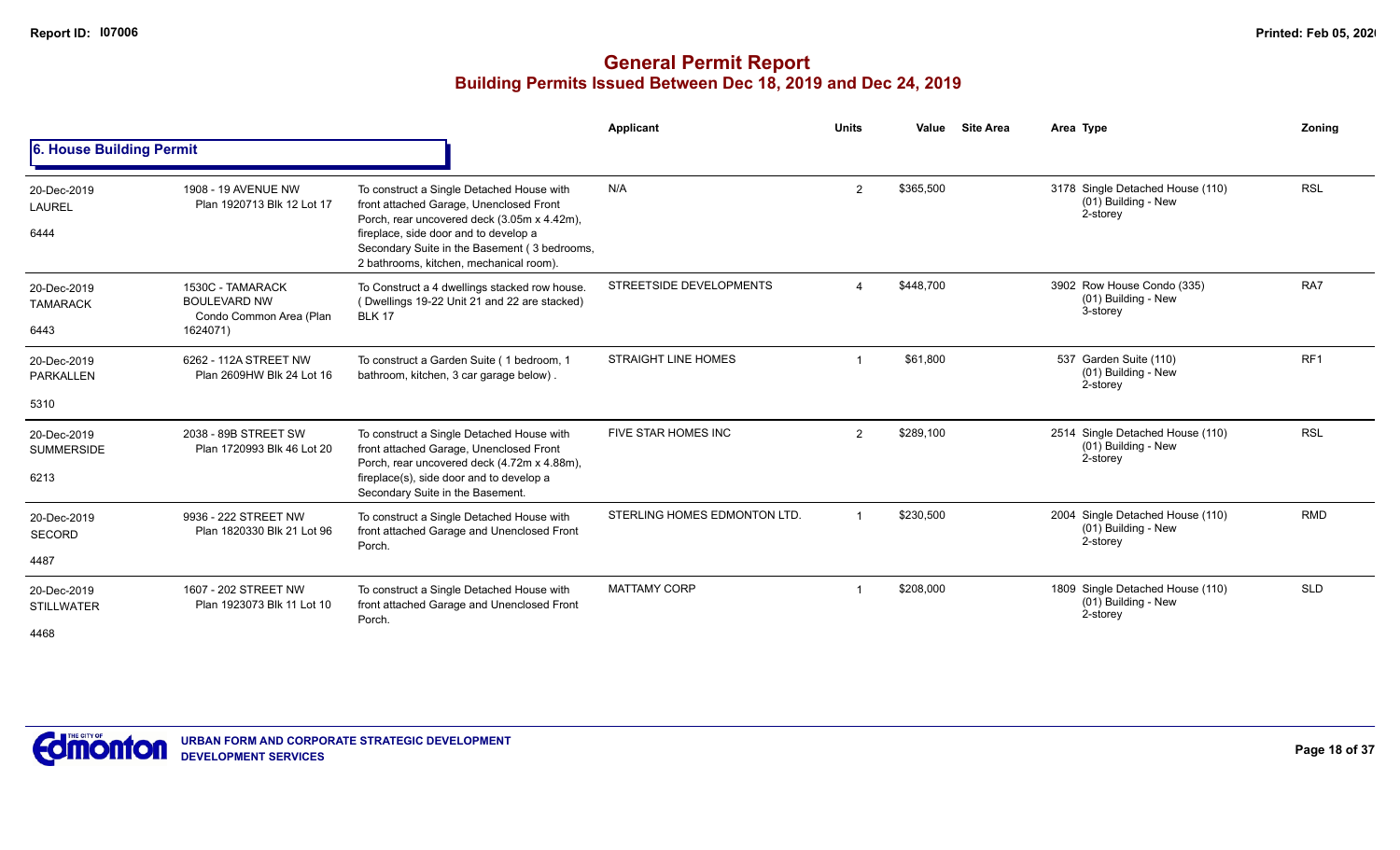# General Permit Report
## Building Permits Issued Between Dec 18, 2019 and Dec 24, 2019

### 6. House Building Permit

| Date / Neighbourhood / Nbhd # | Address / Legal | Description | Applicant | Units | Value | Site Area | Area Type | Zoning |
|---|---|---|---|---|---|---|---|---|
| 20-Dec-2019 LAUREL 6444 | 1908 - 19 AVENUE NW Plan 1920713 Blk 12 Lot 17 | To construct a Single Detached House with front attached Garage, Unenclosed Front Porch, rear uncovered deck (3.05m x 4.42m), fireplace, side door and to develop a Secondary Suite in the Basement ( 3 bedrooms, 2 bathrooms, kitchen, mechanical room). | N/A | 2 | $365,500 | | 3178 Single Detached House (110) (01) Building - New 2-storey | RSL |
| 20-Dec-2019 TAMARACK 6443 | 1530C - TAMARACK BOULEVARD NW Condo Common Area (Plan 1624071) | To Construct a 4 dwellings stacked row house. ( Dwellings 19-22 Unit 21 and 22 are stacked) BLK 17 | STREETSIDE DEVELOPMENTS | 4 | $448,700 | | 3902 Row House Condo (335) (01) Building - New 3-storey | RA7 |
| 20-Dec-2019 PARKALLEN 5310 | 6262 - 112A STREET NW Plan 2609HW Blk 24 Lot 16 | To construct a Garden Suite ( 1 bedroom, 1 bathroom, kitchen, 3 car garage below) . | STRAIGHT LINE HOMES | 1 | $61,800 | | 537 Garden Suite (110) (01) Building - New 2-storey | RF1 |
| 20-Dec-2019 SUMMERSIDE 6213 | 2038 - 89B STREET SW Plan 1720993 Blk 46 Lot 20 | To construct a Single Detached House with front attached Garage, Unenclosed Front Porch, rear uncovered deck (4.72m x 4.88m), fireplace(s), side door and to develop a Secondary Suite in the Basement. | FIVE STAR HOMES INC | 2 | $289,100 | | 2514 Single Detached House (110) (01) Building - New 2-storey | RSL |
| 20-Dec-2019 SECORD 4487 | 9936 - 222 STREET NW Plan 1820330 Blk 21 Lot 96 | To construct a Single Detached House with front attached Garage and Unenclosed Front Porch. | STERLING HOMES EDMONTON LTD. | 1 | $230,500 | | 2004 Single Detached House (110) (01) Building - New 2-storey | RMD |
| 20-Dec-2019 STILLWATER 4468 | 1607 - 202 STREET NW Plan 1923073 Blk 11 Lot 10 | To construct a Single Detached House with front attached Garage and Unenclosed Front Porch. | MATTAMY CORP | 1 | $208,000 | | 1809 Single Detached House (110) (01) Building - New 2-storey | SLD |

URBAN FORM AND CORPORATE STRATEGIC DEVELOPMENT
DEVELOPMENT SERVICES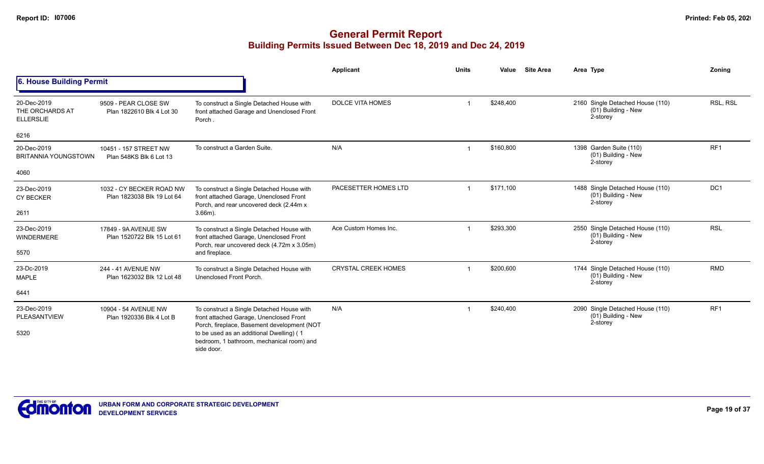# General Permit Report

## Building Permits Issued Between Dec 18, 2019 and Dec 24, 2019

### 6. House Building Permit

| Date / Neighbourhood | Address / Legal | Description | Applicant | Units | Value | Site Area | Area Type | Zoning |
|---|---|---|---|---|---|---|---|---|
| 20-Dec-2019 THE ORCHARDS AT ELLERSLIE 6216 | 9509 - PEAR CLOSE SW Plan 1822610 Blk 4 Lot 30 | To construct a Single Detached House with front attached Garage and Unenclosed Front Porch . | DOLCE VITA HOMES | 1 | $248,400 | | 2160 Single Detached House (110) (01) Building - New 2-storey | RSL, RSL |
| 20-Dec-2019 BRITANNIA YOUNGSTOWN 4060 | 10451 - 157 STREET NW Plan 548KS Blk 6 Lot 13 | To construct a Garden Suite. | N/A | 1 | $160,800 | | 1398 Garden Suite (110) (01) Building - New 2-storey | RF1 |
| 23-Dec-2019 CY BECKER 2611 | 1032 - CY BECKER ROAD NW Plan 1823038 Blk 19 Lot 64 | To construct a Single Detached House with front attached Garage, Unenclosed Front Porch, and rear uncovered deck (2.44m x 3.66m). | PACESETTER HOMES LTD | 1 | $171,100 | | 1488 Single Detached House (110) (01) Building - New 2-storey | DC1 |
| 23-Dec-2019 WINDERMERE 5570 | 17849 - 9A AVENUE SW Plan 1520722 Blk 15 Lot 61 | To construct a Single Detached House with front attached Garage, Unenclosed Front Porch, rear uncovered deck (4.72m x 3.05m) and fireplace. | Ace Custom Homes Inc. | 1 | $293,300 | | 2550 Single Detached House (110) (01) Building - New 2-storey | RSL |
| 23-Dc-2019 MAPLE 6441 | 244 - 41 AVENUE NW Plan 1623032 Blk 12 Lot 48 | To construct a Single Detached House with Unenclosed Front Porch. | CRYSTAL CREEK HOMES | 1 | $200,600 | | 1744 Single Detached House (110) (01) Building - New 2-storey | RMD |
| 23-Dec-2019 PLEASANTVIEW 5320 | 10904 - 54 AVENUE NW Plan 1920336 Blk 4 Lot B | To construct a Single Detached House with front attached Garage, Unenclosed Front Porch, fireplace, Basement development (NOT to be used as an additional Dwelling) ( 1 bedroom, 1 bathroom, mechanical room) and side door. | N/A | 1 | $240,400 | | 2090 Single Detached House (110) (01) Building - New 2-storey | RF1 |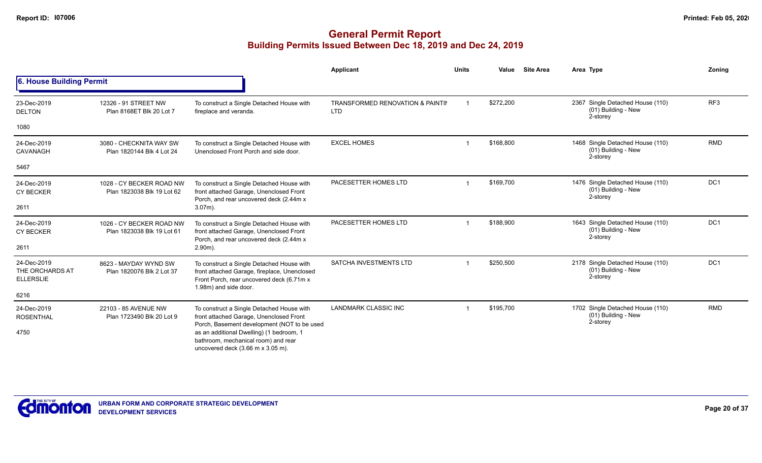# General Permit Report
## Building Permits Issued Between Dec 18, 2019 and Dec 24, 2019

### 6. House Building Permit

| Date / Neighbourhood | Address / Legal | Description | Applicant | Units | Value | Site Area | Area | Type | Zoning |
|---|---|---|---|---|---|---|---|---|---|
| 23-Dec-2019 DELTON 1080 | 12326 - 91 STREET NW Plan 8168ET Blk 20 Lot 7 | To construct a Single Detached House with fireplace and veranda. | TRANSFORMED RENOVATION & PAINTIN LTD | 1 | $272,200 | | 2367 | Single Detached House (110) (01) Building - New 2-storey | RF3 |
| 24-Dec-2019 CAVANAGH 5467 | 3080 - CHECKNITA WAY SW Plan 1820144 Blk 4 Lot 24 | To construct a Single Detached House with Unenclosed Front Porch and side door. | EXCEL HOMES | 1 | $168,800 | | 1468 | Single Detached House (110) (01) Building - New 2-storey | RMD |
| 24-Dec-2019 CY BECKER 2611 | 1028 - CY BECKER ROAD NW Plan 1823038 Blk 19 Lot 62 | To construct a Single Detached House with front attached Garage, Unenclosed Front Porch, and rear uncovered deck (2.44m x 3.07m). | PACESETTER HOMES LTD | 1 | $169,700 | | 1476 | Single Detached House (110) (01) Building - New 2-storey | DC1 |
| 24-Dec-2019 CY BECKER 2611 | 1026 - CY BECKER ROAD NW Plan 1823038 Blk 19 Lot 61 | To construct a Single Detached House with front attached Garage, Unenclosed Front Porch, and rear uncovered deck (2.44m x 2.90m). | PACESETTER HOMES LTD | 1 | $188,900 | | 1643 | Single Detached House (110) (01) Building - New 2-storey | DC1 |
| 24-Dec-2019 THE ORCHARDS AT ELLERSLIE 6216 | 8623 - MAYDAY WYND SW Plan 1820076 Blk 2 Lot 37 | To construct a Single Detached House with front attached Garage, fireplace, Unenclosed Front Porch, rear uncovered deck (6.71m x 1.98m) and side door. | SATCHA INVESTMENTS LTD | 1 | $250,500 | | 2178 | Single Detached House (110) (01) Building - New 2-storey | DC1 |
| 24-Dec-2019 ROSENTHAL 4750 | 22103 - 85 AVENUE NW Plan 1723490 Blk 20 Lot 9 | To construct a Single Detached House with front attached Garage, Unenclosed Front Porch, Basement development (NOT to be used as an additional Dwelling) (1 bedroom, 1 bathroom, mechanical room) and rear uncovered deck (3.66 m x 3.05 m). | LANDMARK CLASSIC INC | 1 | $195,700 | | 1702 | Single Detached House (110) (01) Building - New 2-storey | RMD |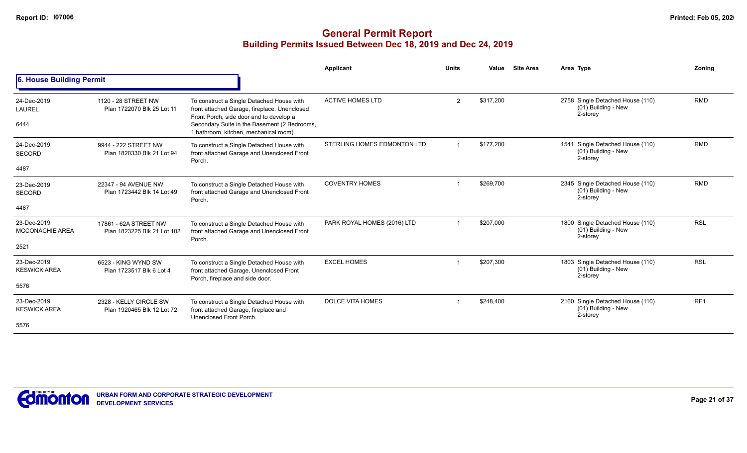# General Permit Report
## Building Permits Issued Between Dec 18, 2019 and Dec 24, 2019

Report ID: I07006

Printed: Feb 05, 2020

### 6. House Building Permit

| | | | Applicant | Units | Value | Site Area | Area | Type | Zoning |
|---|---|---|---|---|---|---|---|---|---|
| 24-Dec-2019<br>LAUREL<br>6444 | 1120 - 28 STREET NW<br>Plan 1722070 Blk 25 Lot 11 | To construct a Single Detached House with front attached Garage, fireplace, Unenclosed Front Porch, side door and to develop a Secondary Suite in the Basement (2 Bedrooms, 1 bathroom, kitchen, mechanical room). | ACTIVE HOMES LTD | 2 | $317,200 | | 2758 | Single Detached House (110)<br>(01) Building - New<br>2-storey | RMD |
| 24-Dec-2019<br>SECORD<br>4487 | 9944 - 222 STREET NW<br>Plan 1820330 Blk 21 Lot 94 | To construct a Single Detached House with front attached Garage and Unenclosed Front Porch. | STERLING HOMES EDMONTON LTD. | 1 | $177,200 | | 1541 | Single Detached House (110)<br>(01) Building - New<br>2-storey | RMD |
| 23-Dec-2019<br>SECORD<br>4487 | 22347 - 94 AVENUE NW<br>Plan 1723442 Blk 14 Lot 49 | To construct a Single Detached House with front attached Garage and Unenclosed Front Porch. | COVENTRY HOMES | 1 | $269,700 | | 2345 | Single Detached House (110)<br>(01) Building - New<br>2-storey | RMD |
| 23-Dec-2019<br>MCCONACHIE AREA<br>2521 | 17861 - 62A STREET NW<br>Plan 1823225 Blk 21 Lot 102 | To construct a Single Detached House with front attached Garage and Unenclosed Front Porch. | PARK ROYAL HOMES (2016) LTD | 1 | $207,000 | | 1800 | Single Detached House (110)<br>(01) Building - New<br>2-storey | RSL |
| 23-Dec-2019<br>KESWICK AREA<br>5576 | 6523 - KING WYND SW<br>Plan 1723517 Blk 6 Lot 4 | To construct a Single Detached House with front attached Garage, Unenclosed Front Porch, fireplace and side door. | EXCEL HOMES | 1 | $207,300 | | 1803 | Single Detached House (110)<br>(01) Building - New<br>2-storey | RSL |
| 23-Dec-2019<br>KESWICK AREA<br>5576 | 2328 - KELLY CIRCLE SW<br>Plan 1920465 Blk 12 Lot 72 | To construct a Single Detached House with front attached Garage, fireplace and Unenclosed Front Porch. | DOLCE VITA HOMES | 1 | $248,400 | | 2160 | Single Detached House (110)<br>(01) Building - New<br>2-storey | RF1 |

URBAN FORM AND CORPORATE STRATEGIC DEVELOPMENT
DEVELOPMENT SERVICES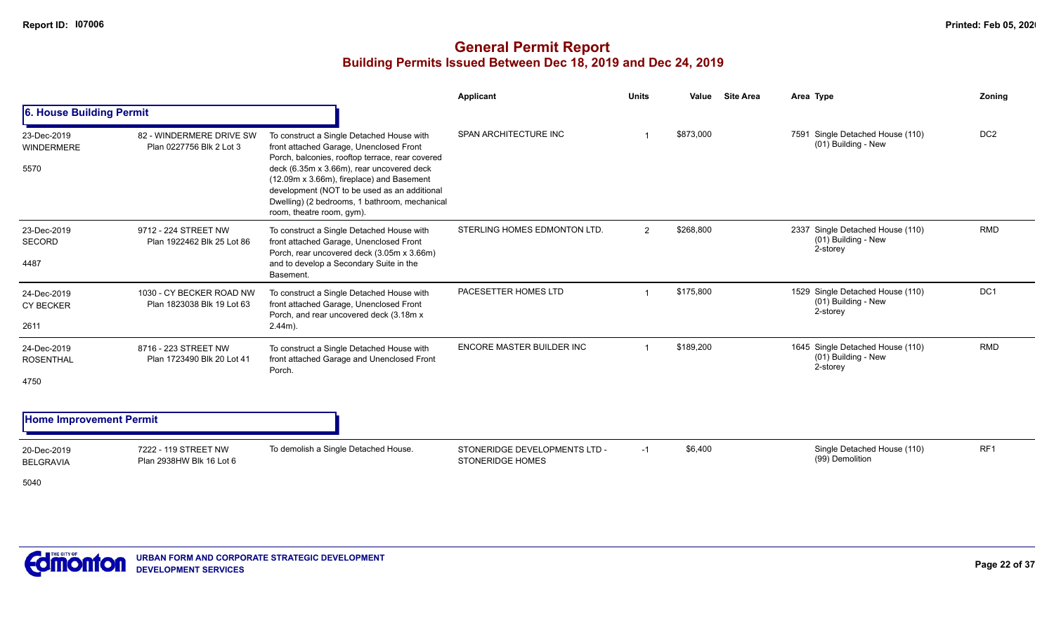# General Permit Report

## Building Permits Issued Between Dec 18, 2019 and Dec 24, 2019

### 6. House Building Permit

| Date / Neighbourhood | Address / Legal | Description | Applicant | Units | Value | Site Area | Area | Type | Zoning |
|---|---|---|---|---|---|---|---|---|---|
| 23-Dec-2019 WINDERMERE 5570 | 82 - WINDERMERE DRIVE SW Plan 0227756 Blk 2 Lot 3 | To construct a Single Detached House with front attached Garage, Unenclosed Front Porch, balconies, rooftop terrace, rear covered deck (6.35m x 3.66m), rear uncovered deck (12.09m x 3.66m), fireplace) and Basement development (NOT to be used as an additional Dwelling) (2 bedrooms, 1 bathroom, mechanical room, theatre room, gym). | SPAN ARCHITECTURE INC | 1 | $873,000 | | 7591 | Single Detached House (110) (01) Building - New | DC2 |
| 23-Dec-2019 SECORD 4487 | 9712 - 224 STREET NW Plan 1922462 Blk 25 Lot 86 | To construct a Single Detached House with front attached Garage, Unenclosed Front Porch, rear uncovered deck (3.05m x 3.66m) and to develop a Secondary Suite in the Basement. | STERLING HOMES EDMONTON LTD. | 2 | $268,800 | | 2337 | Single Detached House (110) (01) Building - New 2-storey | RMD |
| 24-Dec-2019 CY BECKER 2611 | 1030 - CY BECKER ROAD NW Plan 1823038 Blk 19 Lot 63 | To construct a Single Detached House with front attached Garage, Unenclosed Front Porch, and rear uncovered deck (3.18m x 2.44m). | PACESETTER HOMES LTD | 1 | $175,800 | | 1529 | Single Detached House (110) (01) Building - New 2-storey | DC1 |
| 24-Dec-2019 ROSENTHAL 4750 | 8716 - 223 STREET NW Plan 1723490 Blk 20 Lot 41 | To construct a Single Detached House with front attached Garage and Unenclosed Front Porch. | ENCORE MASTER BUILDER INC | 1 | $189,200 | | 1645 | Single Detached House (110) (01) Building - New 2-storey | RMD |

### Home Improvement Permit

| Date / Neighbourhood | Address / Legal | Description | Applicant | Units | Value | Site Area | Area | Type | Zoning |
|---|---|---|---|---|---|---|---|---|---|
| 20-Dec-2019 BELGRAVIA 5040 | 7222 - 119 STREET NW Plan 2938HW Blk 16 Lot 6 | To demolish a Single Detached House. | STONERIDGE DEVELOPMENTS LTD - STONERIDGE HOMES | -1 | $6,400 | | | Single Detached House (110) (99) Demolition | RF1 |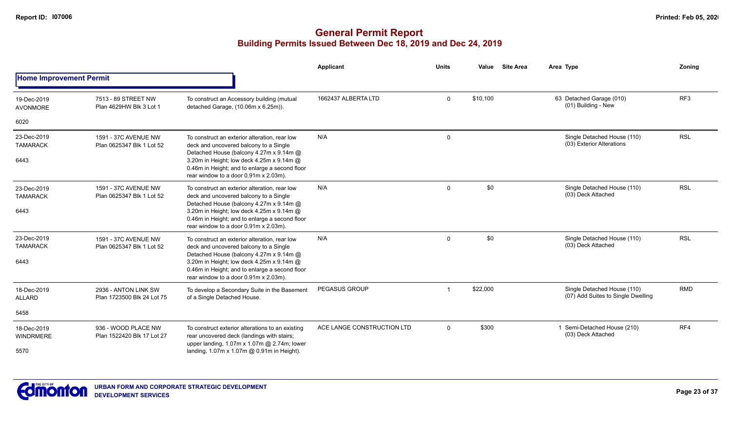# General Permit Report

## Building Permits Issued Between Dec 18, 2019 and Dec 24, 2019

### Home Improvement Permit

| Date / Neighbourhood | Address / Legal | Description | Applicant | Units | Value | Site Area | Area Type | Zoning |
|---|---|---|---|---|---|---|---|---|
| 19-Dec-2019 AVONMORE 6020 | 7513 - 89 STREET NW Plan 4629HW Blk 3 Lot 1 | To construct an Accessory building (mutual detached Garage, (10.06m x 6.25m)). | 1662437 ALBERTA LTD | 0 | $10,100 | | 63 Detached Garage (010) (01) Building - New | RF3 |
| 23-Dec-2019 TAMARACK 6443 | 1591 - 37C AVENUE NW Plan 0625347 Blk 1 Lot 52 | To construct an exterior alteration, rear low deck and uncovered balcony to a Single Detached House (balcony 4.27m x 9.14m @ 3.20m in Height; low deck 4.25m x 9.14m @ 0.46m in Height; and to enlarge a second floor rear window to a door 0.91m x 2.03m). | N/A | 0 | | | Single Detached House (110) (03) Exterior Alterations | RSL |
| 23-Dec-2019 TAMARACK 6443 | 1591 - 37C AVENUE NW Plan 0625347 Blk 1 Lot 52 | To construct an exterior alteration, rear low deck and uncovered balcony to a Single Detached House (balcony 4.27m x 9.14m @ 3.20m in Height; low deck 4.25m x 9.14m @ 0.46m in Height; and to enlarge a second floor rear window to a door 0.91m x 2.03m). | N/A | 0 | $0 | | Single Detached House (110) (03) Deck Attached | RSL |
| 23-Dec-2019 TAMARACK 6443 | 1591 - 37C AVENUE NW Plan 0625347 Blk 1 Lot 52 | To construct an exterior alteration, rear low deck and uncovered balcony to a Single Detached House (balcony 4.27m x 9.14m @ 3.20m in Height; low deck 4.25m x 9.14m @ 0.46m in Height; and to enlarge a second floor rear window to a door 0.91m x 2.03m). | N/A | 0 | $0 | | Single Detached House (110) (03) Deck Attached | RSL |
| 18-Dec-2019 ALLARD 5458 | 2936 - ANTON LINK SW Plan 1723500 Blk 24 Lot 75 | To develop a Secondary Suite in the Basement of a Single Detached House. | PEGASUS GROUP | 1 | $22,000 | | Single Detached House (110) (07) Add Suites to Single Dwelling | RMD |
| 18-Dec-2019 WINDRMERE 5570 | 936 - WOOD PLACE NW Plan 1522420 Blk 17 Lot 27 | To construct exterior alterations to an existing rear uncovered deck (landings with stairs; upper landing, 1.07m x 1.07m @ 2.74m; lower landing, 1.07m x 1.07m @ 0.91m in Height). | ACE LANGE CONSTRUCTION LTD | 0 | $300 | | 1 Semi-Detached House (210) (03) Deck Attached | RF4 |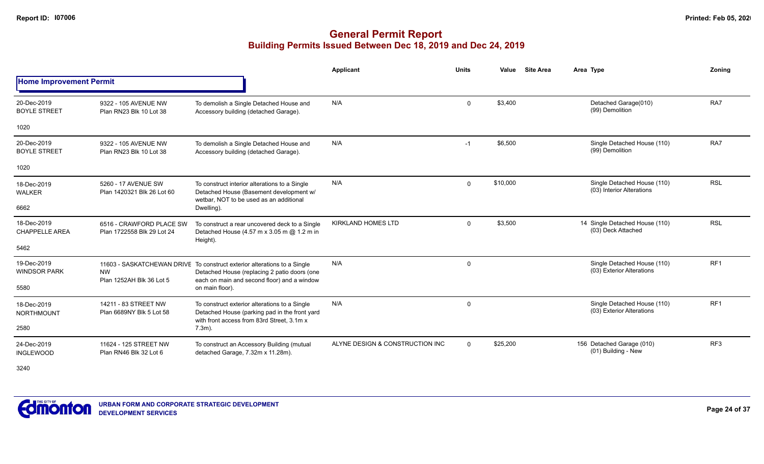# General Permit Report

## Building Permits Issued Between Dec 18, 2019 and Dec 24, 2019

### Home Improvement Permit

| Date / Neighbourhood | Address / Legal | Description | Applicant | Units | Value | Site Area | Area | Type | Zoning |
|---|---|---|---|---|---|---|---|---|---|
| 20-Dec-2019 BOYLE STREET 1020 | 9322 - 105 AVENUE NW Plan RN23 Blk 10 Lot 38 | To demolish a Single Detached House and Accessory building (detached Garage). | N/A | 0 | $3,400 | | | Detached Garage(010) (99) Demolition | RA7 |
| 20-Dec-2019 BOYLE STREET 1020 | 9322 - 105 AVENUE NW Plan RN23 Blk 10 Lot 38 | To demolish a Single Detached House and Accessory building (detached Garage). | N/A | -1 | $6,500 | | | Single Detached House (110) (99) Demolition | RA7 |
| 18-Dec-2019 WALKER 6662 | 5260 - 17 AVENUE SW Plan 1420321 Blk 26 Lot 60 | To construct interior alterations to a Single Detached House (Basement development w/ wetbar, NOT to be used as an additional Dwelling). | N/A | 0 | $10,000 | | | Single Detached House (110) (03) Interior Alterations | RSL |
| 18-Dec-2019 CHAPPELLE AREA 5462 | 6516 - CRAWFORD PLACE SW Plan 1722558 Blk 29 Lot 24 | To construct a rear uncovered deck to a Single Detached House (4.57 m x 3.05 m @ 1.2 m in Height). | KIRKLAND HOMES LTD | 0 | $3,500 | | 14 | Single Detached House (110) (03) Deck Attached | RSL |
| 19-Dec-2019 WINDSOR PARK 5580 | 11603 - SASKATCHEWAN DRIVE NW Plan 1252AH Blk 36 Lot 5 | To construct exterior alterations to a Single Detached House (replacing 2 patio doors (one each on main and second floor) and a window on main floor). | N/A | 0 | | | | Single Detached House (110) (03) Exterior Alterations | RF1 |
| 18-Dec-2019 NORTHMOUNT 2580 | 14211 - 83 STREET NW Plan 6689NY Blk 5 Lot 58 | To construct exterior alterations to a Single Detached House (parking pad in the front yard with front access from 83rd Street, 3.1m x 7.3m). | N/A | 0 | | | | Single Detached House (110) (03) Exterior Alterations | RF1 |
| 24-Dec-2019 INGLEWOOD 3240 | 11624 - 125 STREET NW Plan RN46 Blk 32 Lot 6 | To construct an Accessory Building (mutual detached Garage, 7.32m x 11.28m). | ALYNE DESIGN & CONSTRUCTION INC | 0 | $25,200 | | 156 | Detached Garage (010) (01) Building - New | RF3 |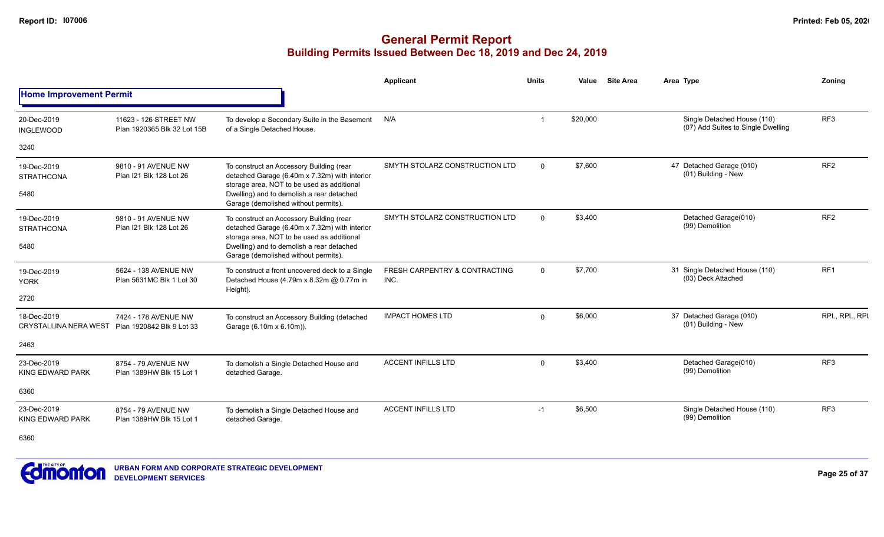# General Permit Report

## Building Permits Issued Between Dec 18, 2019 and Dec 24, 2019

### Home Improvement Permit

| Date / Neighbourhood | Address / Legal | Description | Applicant | Units | Value | Site Area | Area | Type | Zoning |
|---|---|---|---|---|---|---|---|---|---|
| 20-Dec-2019 INGLEWOOD 3240 | 11623 - 126 STREET NW Plan 1920365 Blk 32 Lot 15B | To develop a Secondary Suite in the Basement of a Single Detached House. | N/A | 1 | $20,000 | | | Single Detached House (110) (07) Add Suites to Single Dwelling | RF3 |
| 19-Dec-2019 STRATHCONA 5480 | 9810 - 91 AVENUE NW Plan I21 Blk 128 Lot 26 | To construct an Accessory Building (rear detached Garage (6.40m x 7.32m) with interior storage area, NOT to be used as additional Dwelling) and to demolish a rear detached Garage (demolished without permits). | SMYTH STOLARZ CONSTRUCTION LTD | 0 | $7,600 | | 47 | Detached Garage (010) (01) Building - New | RF2 |
| 19-Dec-2019 STRATHCONA 5480 | 9810 - 91 AVENUE NW Plan I21 Blk 128 Lot 26 | To construct an Accessory Building (rear detached Garage (6.40m x 7.32m) with interior storage area, NOT to be used as additional Dwelling) and to demolish a rear detached Garage (demolished without permits). | SMYTH STOLARZ CONSTRUCTION LTD | 0 | $3,400 | | | Detached Garage(010) (99) Demolition | RF2 |
| 19-Dec-2019 YORK 2720 | 5624 - 138 AVENUE NW Plan 5631MC Blk 1 Lot 30 | To construct a front uncovered deck to a Single Detached House (4.79m x 8.32m @ 0.77m in Height). | FRESH CARPENTRY & CONTRACTING INC. | 0 | $7,700 | | 31 | Single Detached House (110) (03) Deck Attached | RF1 |
| 18-Dec-2019 CRYSTALLINA NERA WEST 2463 | 7424 - 178 AVENUE NW Plan 1920842 Blk 9 Lot 33 | To construct an Accessory Building (detached Garage (6.10m x 6.10m)). | IMPACT HOMES LTD | 0 | $6,000 | | 37 | Detached Garage (010) (01) Building - New | RPL, RPL, RPL |
| 23-Dec-2019 KING EDWARD PARK 6360 | 8754 - 79 AVENUE NW Plan 1389HW Blk 15 Lot 1 | To demolish a Single Detached House and detached Garage. | ACCENT INFILLS LTD | 0 | $3,400 | | | Detached Garage(010) (99) Demolition | RF3 |
| 23-Dec-2019 KING EDWARD PARK 6360 | 8754 - 79 AVENUE NW Plan 1389HW Blk 15 Lot 1 | To demolish a Single Detached House and detached Garage. | ACCENT INFILLS LTD | -1 | $6,500 | | | Single Detached House (110) (99) Demolition | RF3 |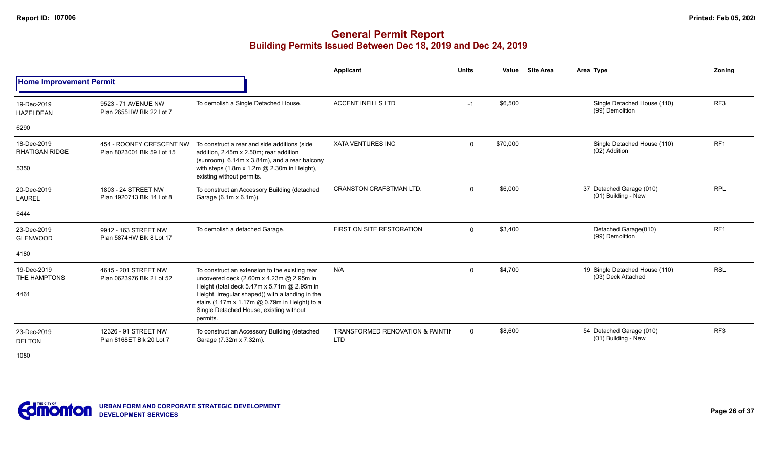# General Permit Report

## Building Permits Issued Between Dec 18, 2019 and Dec 24, 2019

### Home Improvement Permit

| Date / Neighbourhood | Address / Legal | Description | Applicant | Units | Value | Site Area | Area | Type | Zoning |
|---|---|---|---|---|---|---|---|---|---|
| 19-Dec-2019 HAZELDEAN 6290 | 9523 - 71 AVENUE NW Plan 2655HW Blk 22 Lot 7 | To demolish a Single Detached House. | ACCENT INFILLS LTD | -1 | $6,500 | | | Single Detached House (110) (99) Demolition | RF3 |
| 18-Dec-2019 RHATIGAN RIDGE 5350 | 454 - ROONEY CRESCENT NW Plan 8023001 Blk 59 Lot 15 | To construct a rear and side additions (side addition, 2.45m x 2.50m; rear addition (sunroom), 6.14m x 3.84m), and a rear balcony with steps (1.8m x 1.2m @ 2.30m in Height), existing without permits. | XATA VENTURES INC | 0 | $70,000 | | | Single Detached House (110) (02) Addition | RF1 |
| 20-Dec-2019 LAUREL 6444 | 1803 - 24 STREET NW Plan 1920713 Blk 14 Lot 8 | To construct an Accessory Building (detached Garage (6.1m x 6.1m)). | CRANSTON CRAFTSMAN LTD. | 0 | $6,000 | | 37 | Detached Garage (010) (01) Building - New | RPL |
| 23-Dec-2019 GLENWOOD 4180 | 9912 - 163 STREET NW Plan 5874HW Blk 8 Lot 17 | To demolish a detached Garage. | FIRST ON SITE RESTORATION | 0 | $3,400 | | | Detached Garage(010) (99) Demolition | RF1 |
| 19-Dec-2019 THE HAMPTONS 4461 | 4615 - 201 STREET NW Plan 0623976 Blk 2 Lot 52 | To construct an extension to the existing rear uncovered deck (2.60m x 4.23m @ 2.95m in Height (total deck 5.47m x 5.71m @ 2.95m in Height, irregular shaped)) with a landing in the stairs (1.17m x 1.17m @ 0.79m in Height) to a Single Detached House, existing without permits. | N/A | 0 | $4,700 | | 19 | Single Detached House (110) (03) Deck Attached | RSL |
| 23-Dec-2019 DELTON 1080 | 12326 - 91 STREET NW Plan 8168ET Blk 20 Lot 7 | To construct an Accessory Building (detached Garage (7.32m x 7.32m). | TRANSFORMED RENOVATION & PAINTIN LTD | 0 | $8,600 | | 54 | Detached Garage (010) (01) Building - New | RF3 |

URBAN FORM AND CORPORATE STRATEGIC DEVELOPMENT
DEVELOPMENT SERVICES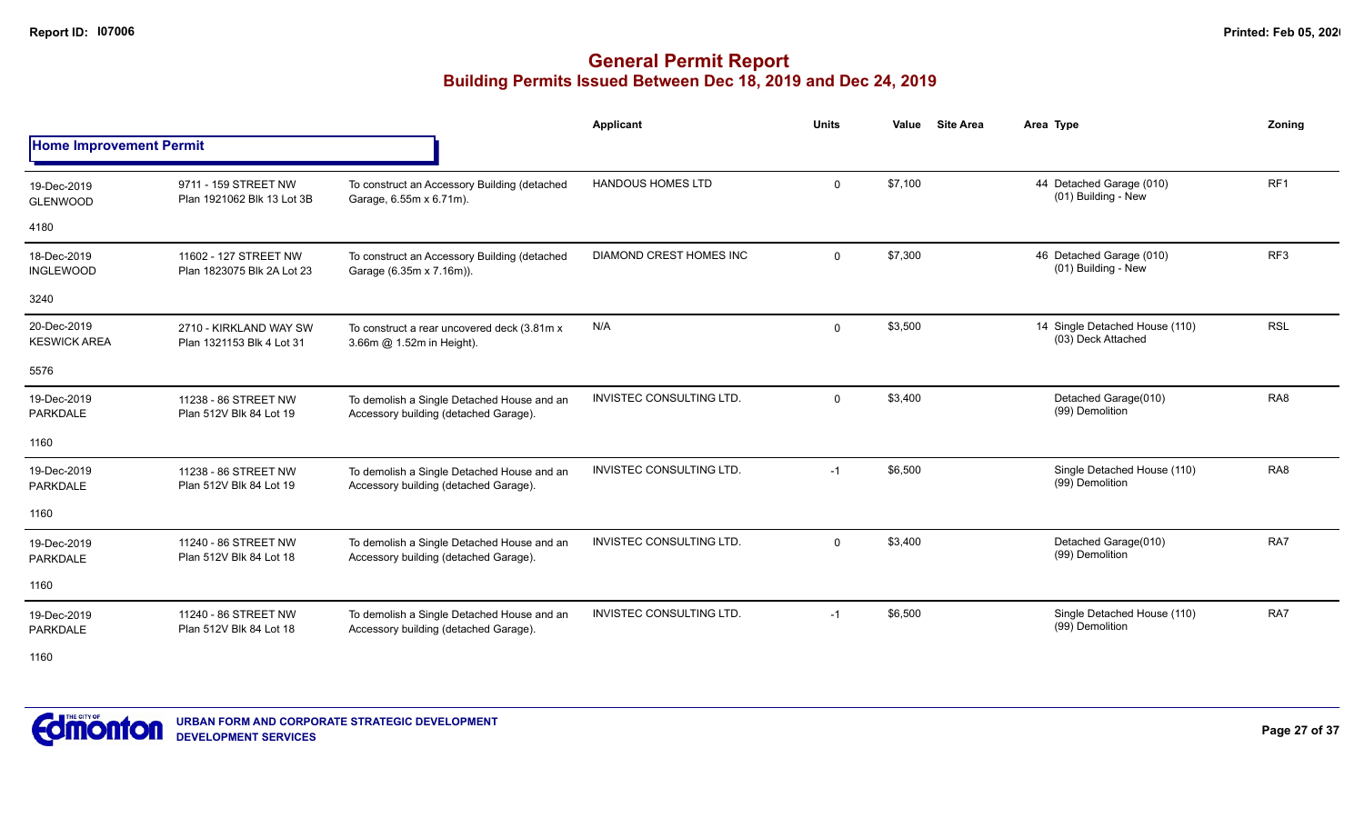# General Permit Report
## Building Permits Issued Between Dec 18, 2019 and Dec 24, 2019

**Home Improvement Permit**

| Date / Neighbourhood | Address / Legal | Description | Applicant | Units | Value | Site Area | Area Type | Zoning |
|---|---|---|---|---|---|---|---|---|
| 19-Dec-2019 GLENWOOD 4180 | 9711 - 159 STREET NW Plan 1921062 Blk 13 Lot 3B | To construct an Accessory Building (detached Garage, 6.55m x 6.71m). | HANDOUS HOMES LTD | 0 | $7,100 | | 44 Detached Garage (010) (01) Building - New | RF1 |
| 18-Dec-2019 INGLEWOOD 3240 | 11602 - 127 STREET NW Plan 1823075 Blk 2A Lot 23 | To construct an Accessory Building (detached Garage (6.35m x 7.16m)). | DIAMOND CREST HOMES INC | 0 | $7,300 | | 46 Detached Garage (010) (01) Building - New | RF3 |
| 20-Dec-2019 KESWICK AREA 5576 | 2710 - KIRKLAND WAY SW Plan 1321153 Blk 4 Lot 31 | To construct a rear uncovered deck (3.81m x 3.66m @ 1.52m in Height). | N/A | 0 | $3,500 | | 14 Single Detached House (110) (03) Deck Attached | RSL |
| 19-Dec-2019 PARKDALE 1160 | 11238 - 86 STREET NW Plan 512V Blk 84 Lot 19 | To demolish a Single Detached House and an Accessory building (detached Garage). | INVISTEC CONSULTING LTD. | 0 | $3,400 | | Detached Garage(010) (99) Demolition | RA8 |
| 19-Dec-2019 PARKDALE 1160 | 11238 - 86 STREET NW Plan 512V Blk 84 Lot 19 | To demolish a Single Detached House and an Accessory building (detached Garage). | INVISTEC CONSULTING LTD. | -1 | $6,500 | | Single Detached House (110) (99) Demolition | RA8 |
| 19-Dec-2019 PARKDALE 1160 | 11240 - 86 STREET NW Plan 512V Blk 84 Lot 18 | To demolish a Single Detached House and an Accessory building (detached Garage). | INVISTEC CONSULTING LTD. | 0 | $3,400 | | Detached Garage(010) (99) Demolition | RA7 |
| 19-Dec-2019 PARKDALE 1160 | 11240 - 86 STREET NW Plan 512V Blk 84 Lot 18 | To demolish a Single Detached House and an Accessory building (detached Garage). | INVISTEC CONSULTING LTD. | -1 | $6,500 | | Single Detached House (110) (99) Demolition | RA7 |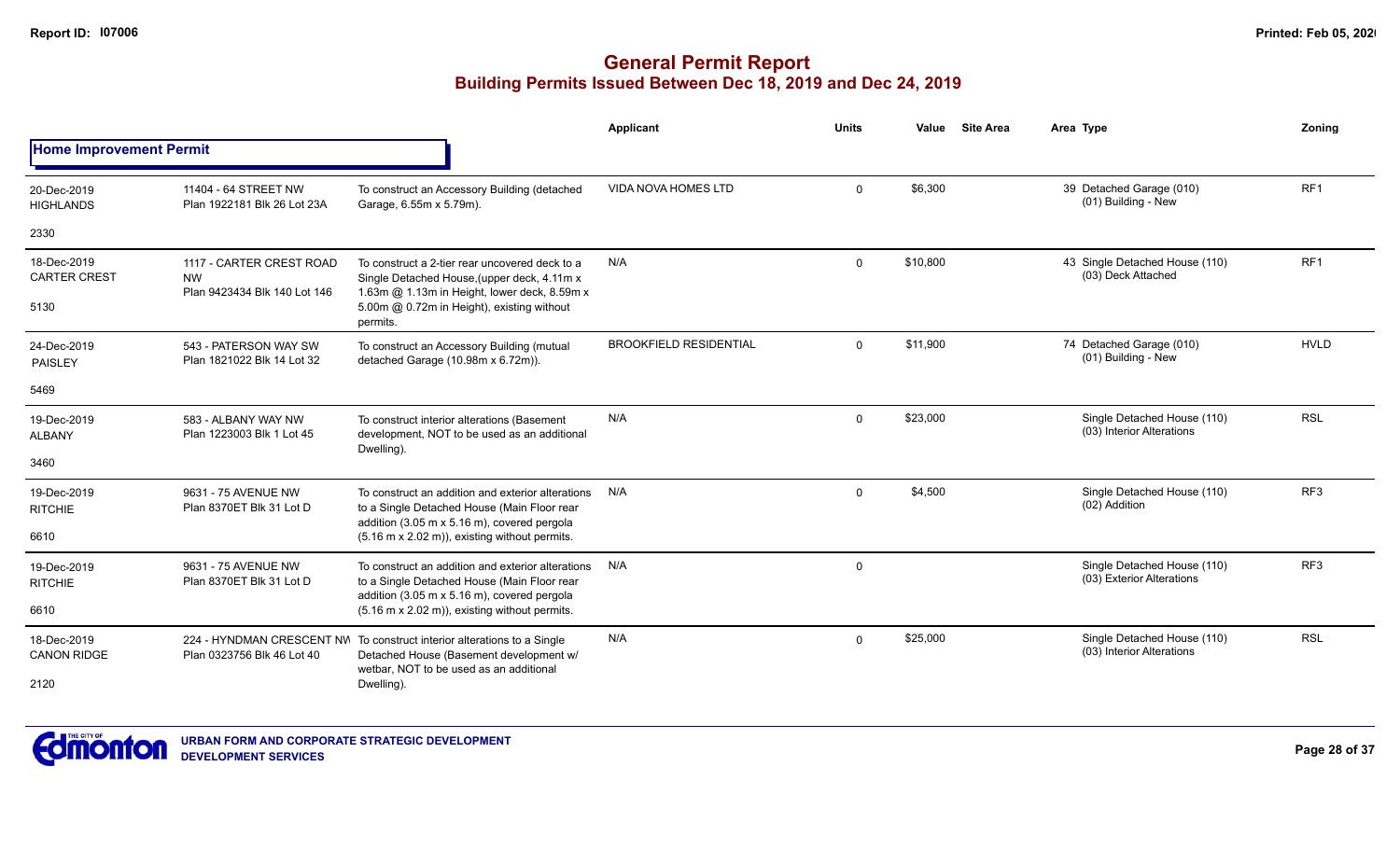# General Permit Report

## Building Permits Issued Between Dec 18, 2019 and Dec 24, 2019

**Home Improvement Permit**

| Date / Neighbourhood | Address / Legal | Description | Applicant | Units | Value | Site Area | Area | Type | Zoning |
|---|---|---|---|---|---|---|---|---|---|
| 20-Dec-2019 HIGHLANDS 2330 | 11404 - 64 STREET NW Plan 1922181 Blk 26 Lot 23A | To construct an Accessory Building (detached Garage, 6.55m x 5.79m). | VIDA NOVA HOMES LTD | 0 | $6,300 | | 39 | Detached Garage (010) (01) Building - New | RF1 |
| 18-Dec-2019 CARTER CREST 5130 | 1117 - CARTER CREST ROAD NW Plan 9423434 Blk 140 Lot 146 | To construct a 2-tier rear uncovered deck to a Single Detached House,(upper deck, 4.11m x 1.63m @ 1.13m in Height, lower deck, 8.59m x 5.00m @ 0.72m in Height), existing without permits. | N/A | 0 | $10,800 | | 43 | Single Detached House (110) (03) Deck Attached | RF1 |
| 24-Dec-2019 PAISLEY 5469 | 543 - PATERSON WAY SW Plan 1821022 Blk 14 Lot 32 | To construct an Accessory Building (mutual detached Garage (10.98m x 6.72m)). | BROOKFIELD RESIDENTIAL | 0 | $11,900 | | 74 | Detached Garage (010) (01) Building - New | HVLD |
| 19-Dec-2019 ALBANY 3460 | 583 - ALBANY WAY NW Plan 1223003 Blk 1 Lot 45 | To construct interior alterations (Basement development, NOT to be used as an additional Dwelling). | N/A | 0 | $23,000 | | | Single Detached House (110) (03) Interior Alterations | RSL |
| 19-Dec-2019 RITCHIE 6610 | 9631 - 75 AVENUE NW Plan 8370ET Blk 31 Lot D | To construct an addition and exterior alterations to a Single Detached House (Main Floor rear addition (3.05 m x 5.16 m), covered pergola (5.16 m x 2.02 m)), existing without permits. | N/A | 0 | $4,500 | | | Single Detached House (110) (02) Addition | RF3 |
| 19-Dec-2019 RITCHIE 6610 | 9631 - 75 AVENUE NW Plan 8370ET Blk 31 Lot D | To construct an addition and exterior alterations to a Single Detached House (Main Floor rear addition (3.05 m x 5.16 m), covered pergola (5.16 m x 2.02 m)), existing without permits. | N/A | 0 | | | | Single Detached House (110) (03) Exterior Alterations | RF3 |
| 18-Dec-2019 CANON RIDGE 2120 | 224 - HYNDMAN CRESCENT NW Plan 0323756 Blk 46 Lot 40 | To construct interior alterations to a Single Detached House (Basement development w/ wetbar, NOT to be used as an additional Dwelling). | N/A | 0 | $25,000 | | | Single Detached House (110) (03) Interior Alterations | RSL |

URBAN FORM AND CORPORATE STRATEGIC DEVELOPMENT
DEVELOPMENT SERVICES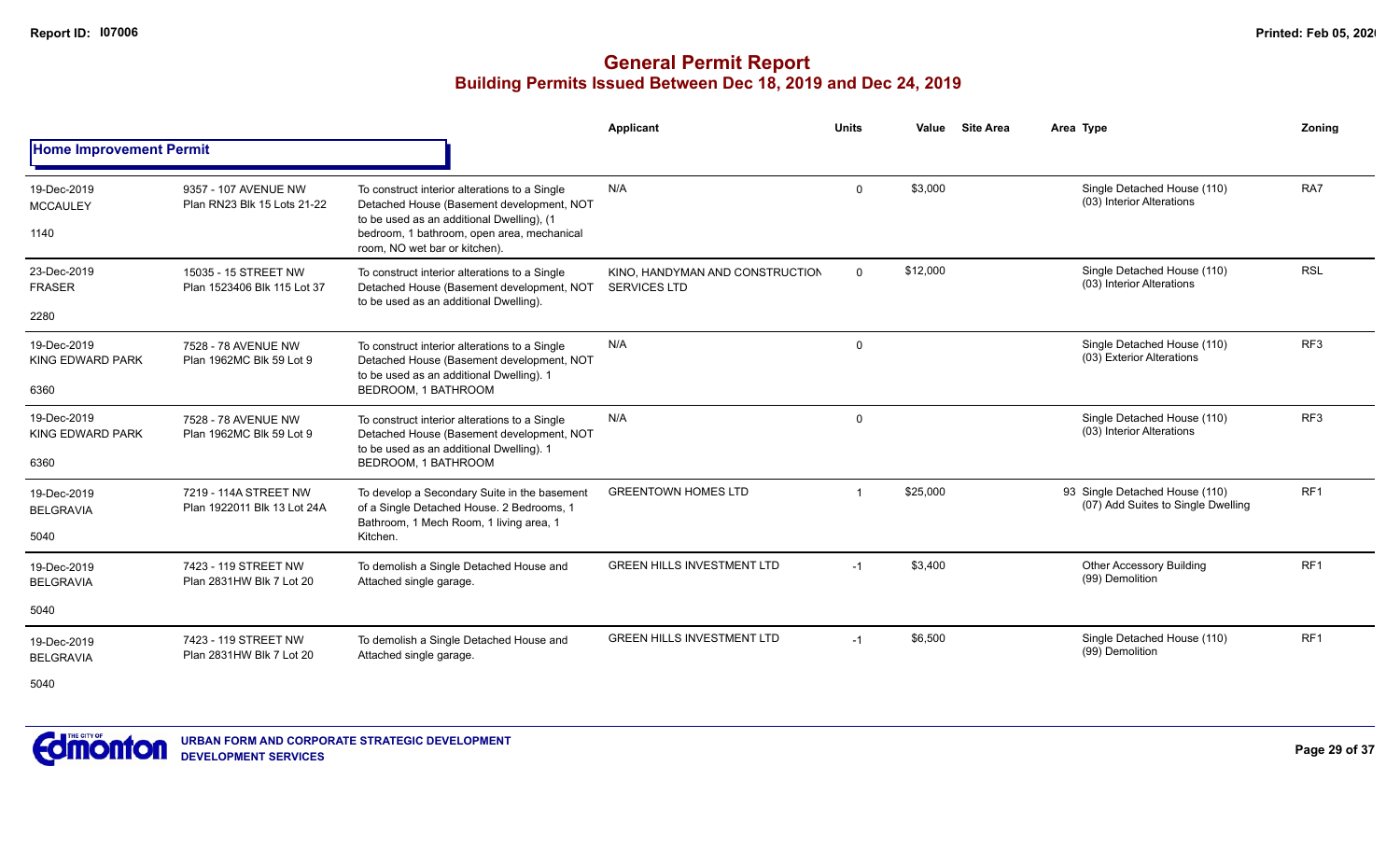# General Permit Report

## Building Permits Issued Between Dec 18, 2019 and Dec 24, 2019

### Home Improvement Permit

| Date / Neighbourhood | Address / Legal | Description | Applicant | Units | Value | Site Area | Area | Type | Zoning |
|---|---|---|---|---|---|---|---|---|---|
| 19-Dec-2019 MCCAULEY 1140 | 9357 - 107 AVENUE NW Plan RN23 Blk 15 Lots 21-22 | To construct interior alterations to a Single Detached House (Basement development, NOT to be used as an additional Dwelling), (1 bedroom, 1 bathroom, open area, mechanical room, NO wet bar or kitchen). | N/A | 0 | $3,000 | | | Single Detached House (110) (03) Interior Alterations | RA7 |
| 23-Dec-2019 FRASER 2280 | 15035 - 15 STREET NW Plan 1523406 Blk 115 Lot 37 | To construct interior alterations to a Single Detached House (Basement development, NOT to be used as an additional Dwelling). | KINO, HANDYMAN AND CONSTRUCTION SERVICES LTD | 0 | $12,000 | | | Single Detached House (110) (03) Interior Alterations | RSL |
| 19-Dec-2019 KING EDWARD PARK 6360 | 7528 - 78 AVENUE NW Plan 1962MC Blk 59 Lot 9 | To construct interior alterations to a Single Detached House (Basement development, NOT to be used as an additional Dwelling). 1 BEDROOM, 1 BATHROOM | N/A | 0 | | | | Single Detached House (110) (03) Exterior Alterations | RF3 |
| 19-Dec-2019 KING EDWARD PARK 6360 | 7528 - 78 AVENUE NW Plan 1962MC Blk 59 Lot 9 | To construct interior alterations to a Single Detached House (Basement development, NOT to be used as an additional Dwelling). 1 BEDROOM, 1 BATHROOM | N/A | 0 | | | | Single Detached House (110) (03) Interior Alterations | RF3 |
| 19-Dec-2019 BELGRAVIA 5040 | 7219 - 114A STREET NW Plan 1922011 Blk 13 Lot 24A | To develop a Secondary Suite in the basement of a Single Detached House. 2 Bedrooms, 1 Bathroom, 1 Mech Room, 1 living area, 1 Kitchen. | GREENTOWN HOMES LTD | 1 | $25,000 | | 93 | Single Detached House (110) (07) Add Suites to Single Dwelling | RF1 |
| 19-Dec-2019 BELGRAVIA 5040 | 7423 - 119 STREET NW Plan 2831HW Blk 7 Lot 20 | To demolish a Single Detached House and Attached single garage. | GREEN HILLS INVESTMENT LTD | -1 | $3,400 | | | Other Accessory Building (99) Demolition | RF1 |
| 19-Dec-2019 BELGRAVIA 5040 | 7423 - 119 STREET NW Plan 2831HW Blk 7 Lot 20 | To demolish a Single Detached House and Attached single garage. | GREEN HILLS INVESTMENT LTD | -1 | $6,500 | | | Single Detached House (110) (99) Demolition | RF1 |

URBAN FORM AND CORPORATE STRATEGIC DEVELOPMENT
DEVELOPMENT SERVICES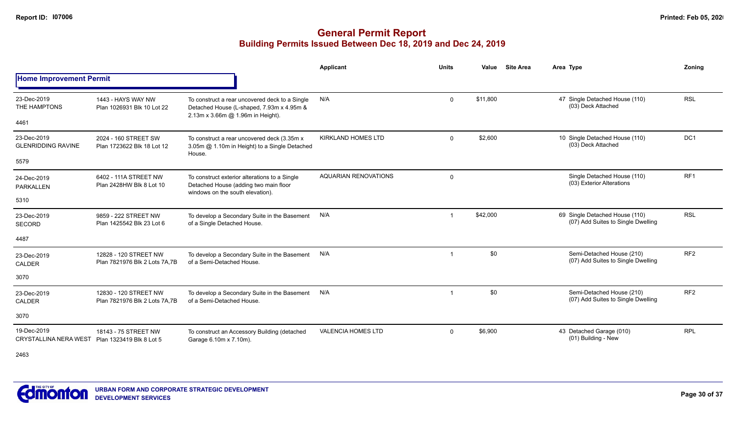# General Permit Report
## Building Permits Issued Between Dec 18, 2019 and Dec 24, 2019

### Home Improvement Permit

| Date / Neighbourhood | Address / Legal | Description | Applicant | Units | Value | Site Area | Area | Type | Zoning |
|---|---|---|---|---|---|---|---|---|---|
| 23-Dec-2019 THE HAMPTONS 4461 | 1443 - HAYS WAY NW Plan 1026931 Blk 10 Lot 22 | To construct a rear uncovered deck to a Single Detached House (L-shaped, 7.93m x 4.95m & 2.13m x 3.66m @ 1.96m in Height). | N/A | 0 | $11,800 | | 47 | Single Detached House (110) (03) Deck Attached | RSL |
| 23-Dec-2019 GLENRIDDING RAVINE 5579 | 2024 - 160 STREET SW Plan 1723622 Blk 18 Lot 12 | To construct a rear uncovered deck (3.35m x 3.05m @ 1.10m in Height) to a Single Detached House. | KIRKLAND HOMES LTD | 0 | $2,600 | | 10 | Single Detached House (110) (03) Deck Attached | DC1 |
| 24-Dec-2019 PARKALLEN 5310 | 6402 - 111A STREET NW Plan 2428HW Blk 8 Lot 10 | To construct exterior alterations to a Single Detached House (adding two main floor windows on the south elevation). | AQUARIAN RENOVATIONS | 0 | | | | Single Detached House (110) (03) Exterior Alterations | RF1 |
| 23-Dec-2019 SECORD 4487 | 9859 - 222 STREET NW Plan 1425542 Blk 23 Lot 6 | To develop a Secondary Suite in the Basement of a Single Detached House. | N/A | 1 | $42,000 | | 69 | Single Detached House (110) (07) Add Suites to Single Dwelling | RSL |
| 23-Dec-2019 CALDER 3070 | 12828 - 120 STREET NW Plan 7821976 Blk 2 Lots 7A,7B | To develop a Secondary Suite in the Basement of a Semi-Detached House. | N/A | 1 | $0 | | | Semi-Detached House (210) (07) Add Suites to Single Dwelling | RF2 |
| 23-Dec-2019 CALDER 3070 | 12830 - 120 STREET NW Plan 7821976 Blk 2 Lots 7A,7B | To develop a Secondary Suite in the Basement of a Semi-Detached House. | N/A | 1 | $0 | | | Semi-Detached House (210) (07) Add Suites to Single Dwelling | RF2 |
| 19-Dec-2019 CRYSTALLINA NERA WEST 2463 | 18143 - 75 STREET NW Plan 1323419 Blk 8 Lot 5 | To construct an Accessory Building (detached Garage 6.10m x 7.10m). | VALENCIA HOMES LTD | 0 | $6,900 | | 43 | Detached Garage (010) (01) Building - New | RPL |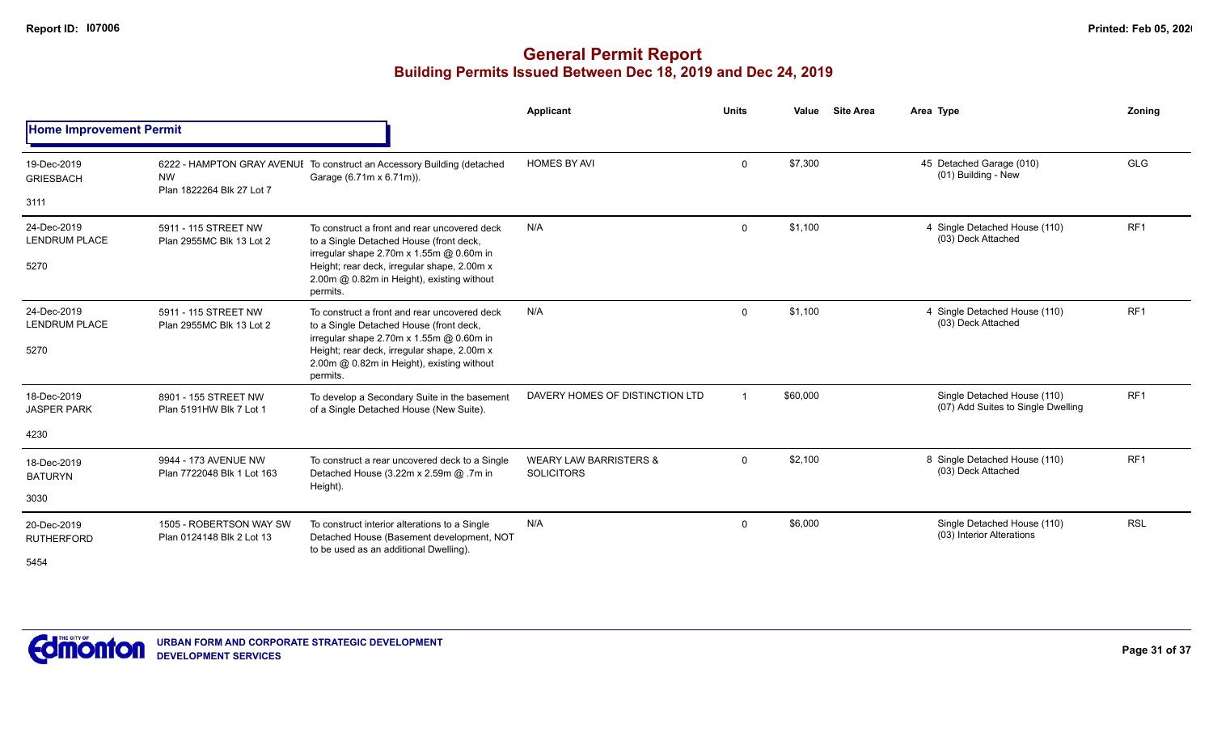# General Permit Report
## Building Permits Issued Between Dec 18, 2019 and Dec 24, 2019

### Home Improvement Permit

| | | | Applicant | Units | Value | Site Area | Area | Type | Zoning |
|---|---|---|---|---|---|---|---|---|---|
| 19-Dec-2019 GRIESBACH 3111 | 6222 - HAMPTON GRAY AVENUE NW Plan 1822264 Blk 27 Lot 7 | To construct an Accessory Building (detached Garage (6.71m x 6.71m)). | HOMES BY AVI | 0 | $7,300 | | 45 | Detached Garage (010) (01) Building - New | GLG |
| 24-Dec-2019 LENDRUM PLACE 5270 | 5911 - 115 STREET NW Plan 2955MC Blk 13 Lot 2 | To construct a front and rear uncovered deck to a Single Detached House (front deck, irregular shape 2.70m x 1.55m @ 0.60m in Height; rear deck, irregular shape, 2.00m x 2.00m @ 0.82m in Height), existing without permits. | N/A | 0 | $1,100 | | 4 | Single Detached House (110) (03) Deck Attached | RF1 |
| 24-Dec-2019 LENDRUM PLACE 5270 | 5911 - 115 STREET NW Plan 2955MC Blk 13 Lot 2 | To construct a front and rear uncovered deck to a Single Detached House (front deck, irregular shape 2.70m x 1.55m @ 0.60m in Height; rear deck, irregular shape, 2.00m x 2.00m @ 0.82m in Height), existing without permits. | N/A | 0 | $1,100 | | 4 | Single Detached House (110) (03) Deck Attached | RF1 |
| 18-Dec-2019 JASPER PARK 4230 | 8901 - 155 STREET NW Plan 5191HW Blk 7 Lot 1 | To develop a Secondary Suite in the basement of a Single Detached House (New Suite). | DAVERY HOMES OF DISTINCTION LTD | 1 | $60,000 | | | Single Detached House (110) (07) Add Suites to Single Dwelling | RF1 |
| 18-Dec-2019 BATURYN 3030 | 9944 - 173 AVENUE NW Plan 7722048 Blk 1 Lot 163 | To construct a rear uncovered deck to a Single Detached House (3.22m x 2.59m @ .7m in Height). | WEARY LAW BARRISTERS & SOLICITORS | 0 | $2,100 | | 8 | Single Detached House (110) (03) Deck Attached | RF1 |
| 20-Dec-2019 RUTHERFORD 5454 | 1505 - ROBERTSON WAY SW Plan 0124148 Blk 2 Lot 13 | To construct interior alterations to a Single Detached House (Basement development, NOT to be used as an additional Dwelling). | N/A | 0 | $6,000 | | | Single Detached House (110) (03) Interior Alterations | RSL |

URBAN FORM AND CORPORATE STRATEGIC DEVELOPMENT
DEVELOPMENT SERVICES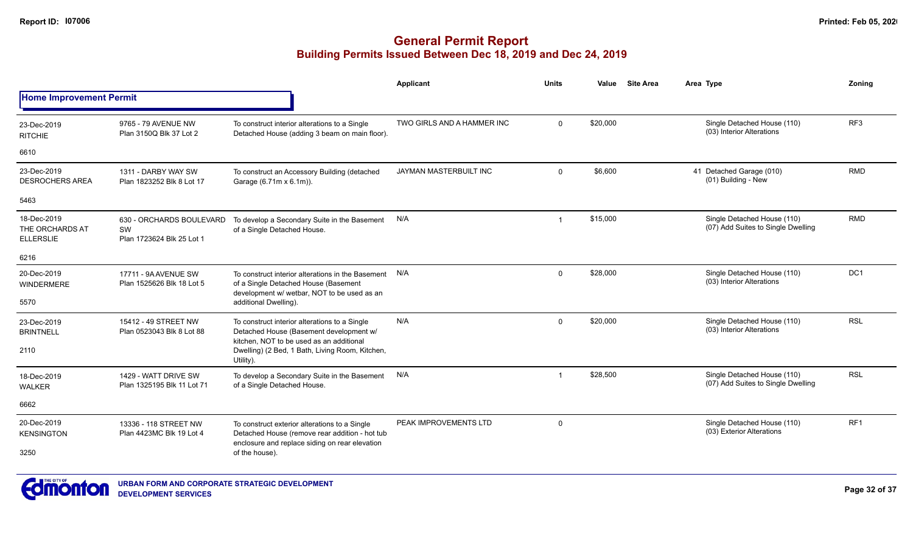# General Permit Report

## Building Permits Issued Between Dec 18, 2019 and Dec 24, 2019

| | | | Applicant | Units | Value | Site Area | Area | Type | Zoning |
|---|---|---|---|---|---|---|---|---|---|
| **Home Improvement Permit** | | | | | | | | | |
| 23-Dec-2019 RITCHIE 6610 | 9765 - 79 AVENUE NW Plan 3150Q Blk 37 Lot 2 | To construct interior alterations to a Single Detached House (adding 3 beam on main floor). | TWO GIRLS AND A HAMMER INC | 0 | $20,000 | | | Single Detached House (110) (03) Interior Alterations | RF3 |
| 23-Dec-2019 DESROCHERS AREA 5463 | 1311 - DARBY WAY SW Plan 1823252 Blk 8 Lot 17 | To construct an Accessory Building (detached Garage (6.71m x 6.1m)). | JAYMAN MASTERBUILT INC | 0 | $6,600 | | 41 | Detached Garage (010) (01) Building - New | RMD |
| 18-Dec-2019 THE ORCHARDS AT ELLERSLIE 6216 | 630 - ORCHARDS BOULEVARD SW Plan 1723624 Blk 25 Lot 1 | To develop a Secondary Suite in the Basement of a Single Detached House. | N/A | 1 | $15,000 | | | Single Detached House (110) (07) Add Suites to Single Dwelling | RMD |
| 20-Dec-2019 WINDERMERE 5570 | 17711 - 9A AVENUE SW Plan 1525626 Blk 18 Lot 5 | To construct interior alterations in the Basement of a Single Detached House (Basement development w/ wetbar, NOT to be used as an additional Dwelling). | N/A | 0 | $28,000 | | | Single Detached House (110) (03) Interior Alterations | DC1 |
| 23-Dec-2019 BRINTNELL 2110 | 15412 - 49 STREET NW Plan 0523043 Blk 8 Lot 88 | To construct interior alterations to a Single Detached House (Basement development w/ kitchen, NOT to be used as an additional Dwelling) (2 Bed, 1 Bath, Living Room, Kitchen, Utility). | N/A | 0 | $20,000 | | | Single Detached House (110) (03) Interior Alterations | RSL |
| 18-Dec-2019 WALKER 6662 | 1429 - WATT DRIVE SW Plan 1325195 Blk 11 Lot 71 | To develop a Secondary Suite in the Basement of a Single Detached House. | N/A | 1 | $28,500 | | | Single Detached House (110) (07) Add Suites to Single Dwelling | RSL |
| 20-Dec-2019 KENSINGTON 3250 | 13336 - 118 STREET NW Plan 4423MC Blk 19 Lot 4 | To construct exterior alterations to a Single Detached House (remove rear addition - hot tub enclosure and replace siding on rear elevation of the house). | PEAK IMPROVEMENTS LTD | 0 | | | | Single Detached House (110) (03) Exterior Alterations | RF1 |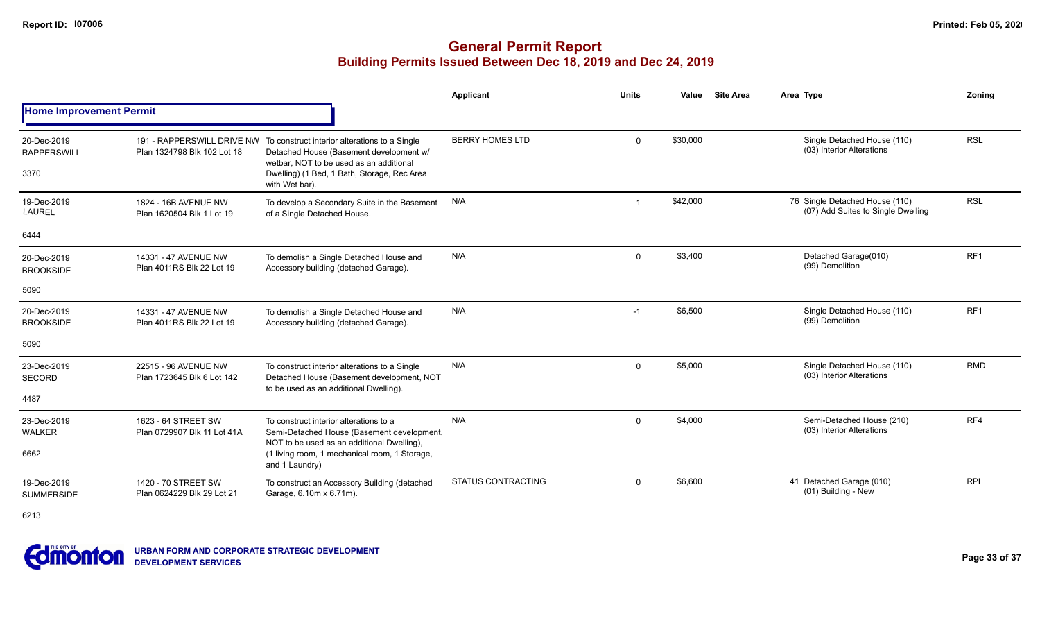# General Permit Report
## Building Permits Issued Between Dec 18, 2019 and Dec 24, 2019

### Home Improvement Permit

| Date / Neighbourhood / Code | Address / Legal | Description | Applicant | Units | Value | Site Area | Area | Type | Zoning |
|---|---|---|---|---|---|---|---|---|---|
| 20-Dec-2019 RAPPERSWILL 3370 | 191 - RAPPERSWILL DRIVE NW Plan 1324798 Blk 102 Lot 18 | To construct interior alterations to a Single Detached House (Basement development w/ wetbar, NOT to be used as an additional Dwelling) (1 Bed, 1 Bath, Storage, Rec Area with Wet bar). | BERRY HOMES LTD | 0 | $30,000 | | | Single Detached House (110) (03) Interior Alterations | RSL |
| 19-Dec-2019 LAUREL 6444 | 1824 - 16B AVENUE NW Plan 1620504 Blk 1 Lot 19 | To develop a Secondary Suite in the Basement of a Single Detached House. | N/A | 1 | $42,000 | | 76 | Single Detached House (110) (07) Add Suites to Single Dwelling | RSL |
| 20-Dec-2019 BROOKSIDE 5090 | 14331 - 47 AVENUE NW Plan 4011RS Blk 22 Lot 19 | To demolish a Single Detached House and Accessory building (detached Garage). | N/A | 0 | $3,400 | | | Detached Garage(010) (99) Demolition | RF1 |
| 20-Dec-2019 BROOKSIDE 5090 | 14331 - 47 AVENUE NW Plan 4011RS Blk 22 Lot 19 | To demolish a Single Detached House and Accessory building (detached Garage). | N/A | -1 | $6,500 | | | Single Detached House (110) (99) Demolition | RF1 |
| 23-Dec-2019 SECORD 4487 | 22515 - 96 AVENUE NW Plan 1723645 Blk 6 Lot 142 | To construct interior alterations to a Single Detached House (Basement development, NOT to be used as an additional Dwelling). | N/A | 0 | $5,000 | | | Single Detached House (110) (03) Interior Alterations | RMD |
| 23-Dec-2019 WALKER 6662 | 1623 - 64 STREET SW Plan 0729907 Blk 11 Lot 41A | To construct interior alterations to a Semi-Detached House (Basement development, NOT to be used as an additional Dwelling), (1 living room, 1 mechanical room, 1 Storage, and 1 Laundry) | N/A | 0 | $4,000 | | | Semi-Detached House (210) (03) Interior Alterations | RF4 |
| 19-Dec-2019 SUMMERSIDE 6213 | 1420 - 70 STREET SW Plan 0624229 Blk 29 Lot 21 | To construct an Accessory Building (detached Garage, 6.10m x 6.71m). | STATUS CONTRACTING | 0 | $6,600 | | 41 | Detached Garage (010) (01) Building - New | RPL |

URBAN FORM AND CORPORATE STRATEGIC DEVELOPMENT
DEVELOPMENT SERVICES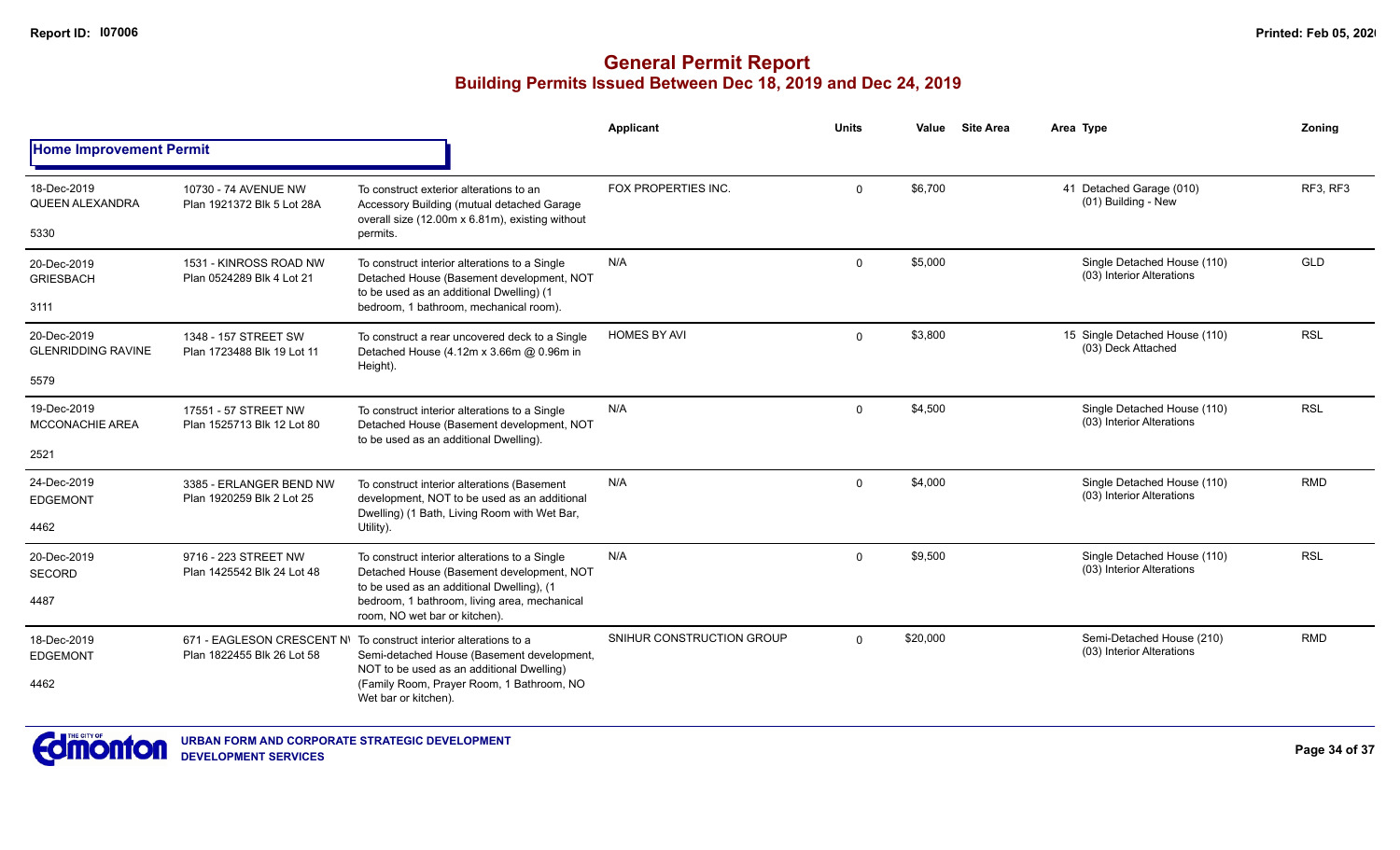# General Permit Report

## Building Permits Issued Between Dec 18, 2019 and Dec 24, 2019

### Home Improvement Permit

| Date / Neighbourhood / No. | Address / Legal | Description | Applicant | Units | Value | Site Area | Area | Type | Zoning |
|---|---|---|---|---|---|---|---|---|---|
| 18-Dec-2019 QUEEN ALEXANDRA 5330 | 10730 - 74 AVENUE NW Plan 1921372 Blk 5 Lot 28A | To construct exterior alterations to an Accessory Building (mutual detached Garage overall size (12.00m x 6.81m), existing without permits. | FOX PROPERTIES INC. | 0 | $6,700 | | 41 | Detached Garage (010) (01) Building - New | RF3, RF3 |
| 20-Dec-2019 GRIESBACH 3111 | 1531 - KINROSS ROAD NW Plan 0524289 Blk 4 Lot 21 | To construct interior alterations to a Single Detached House (Basement development, NOT to be used as an additional Dwelling) (1 bedroom, 1 bathroom, mechanical room). | N/A | 0 | $5,000 | | | Single Detached House (110) (03) Interior Alterations | GLD |
| 20-Dec-2019 GLENRIDDING RAVINE 5579 | 1348 - 157 STREET SW Plan 1723488 Blk 19 Lot 11 | To construct a rear uncovered deck to a Single Detached House (4.12m x 3.66m @ 0.96m in Height). | HOMES BY AVI | 0 | $3,800 | | 15 | Single Detached House (110) (03) Deck Attached | RSL |
| 19-Dec-2019 MCCONACHIE AREA 2521 | 17551 - 57 STREET NW Plan 1525713 Blk 12 Lot 80 | To construct interior alterations to a Single Detached House (Basement development, NOT to be used as an additional Dwelling). | N/A | 0 | $4,500 | | | Single Detached House (110) (03) Interior Alterations | RSL |
| 24-Dec-2019 EDGEMONT 4462 | 3385 - ERLANGER BEND NW Plan 1920259 Blk 2 Lot 25 | To construct interior alterations (Basement development, NOT to be used as an additional Dwelling) (1 Bath, Living Room with Wet Bar, Utility). | N/A | 0 | $4,000 | | | Single Detached House (110) (03) Interior Alterations | RMD |
| 20-Dec-2019 SECORD 4487 | 9716 - 223 STREET NW Plan 1425542 Blk 24 Lot 48 | To construct interior alterations to a Single Detached House (Basement development, NOT to be used as an additional Dwelling), (1 bedroom, 1 bathroom, living area, mechanical room, NO wet bar or kitchen). | N/A | 0 | $9,500 | | | Single Detached House (110) (03) Interior Alterations | RSL |
| 18-Dec-2019 EDGEMONT 4462 | 671 - EAGLESON CRESCENT NW Plan 1822455 Blk 26 Lot 58 | To construct interior alterations to a Semi-detached House (Basement development, NOT to be used as an additional Dwelling) (Family Room, Prayer Room, 1 Bathroom, NO Wet bar or kitchen). | SNIHUR CONSTRUCTION GROUP | 0 | $20,000 | | | Semi-Detached House (210) (03) Interior Alterations | RMD |

URBAN FORM AND CORPORATE STRATEGIC DEVELOPMENT
DEVELOPMENT SERVICES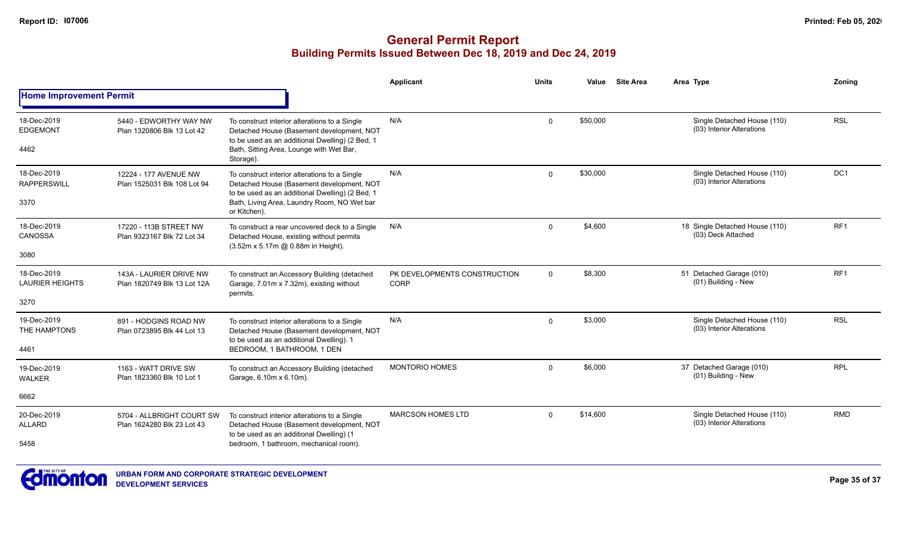# General Permit Report

## Building Permits Issued Between Dec 18, 2019 and Dec 24, 2019

### Home Improvement Permit

| Date / Neighbourhood / Code | Address / Legal | Description | Applicant | Units | Value | Site Area | Area | Type | Zoning |
|---|---|---|---|---|---|---|---|---|---|
| 18-Dec-2019 EDGEMONT 4462 | 5440 - EDWORTHY WAY NW Plan 1320806 Blk 13 Lot 42 | To construct interior alterations to a Single Detached House (Basement development, NOT to be used as an additional Dwelling) (2 Bed, 1 Bath, Sitting Area, Lounge with Wet Bar, Storage). | N/A | 0 | $50,000 | | | Single Detached House (110) (03) Interior Alterations | RSL |
| 18-Dec-2019 RAPPERSWILL 3370 | 12224 - 177 AVENUE NW Plan 1525031 Blk 108 Lot 94 | To construct interior alterations to a Single Detached House (Basement development, NOT to be used as an additional Dwelling) (2 Bed, 1 Bath, Living Area, Laundry Room, NO Wet bar or Kitchen). | N/A | 0 | $30,000 | | | Single Detached House (110) (03) Interior Alterations | DC1 |
| 18-Dec-2019 CANOSSA 3080 | 17220 - 113B STREET NW Plan 9323167 Blk 72 Lot 34 | To construct a rear uncovered deck to a Single Detached House, existing without permits (3.52m x 5.17m @ 0.88m in Height). | N/A | 0 | $4,600 | | 18 | Single Detached House (110) (03) Deck Attached | RF1 |
| 18-Dec-2019 LAURIER HEIGHTS 3270 | 143A - LAURIER DRIVE NW Plan 1820749 Blk 13 Lot 12A | To construct an Accessory Building (detached Garage, 7.01m x 7.32m), existing without permits. | PK DEVELOPMENTS CONSTRUCTION CORP | 0 | $8,300 | | 51 | Detached Garage (010) (01) Building - New | RF1 |
| 19-Dec-2019 THE HAMPTONS 4461 | 891 - HODGINS ROAD NW Plan 0723895 Blk 44 Lot 13 | To construct interior alterations to a Single Detached House (Basement development, NOT to be used as an additional Dwelling). 1 BEDROOM, 1 BATHROOM, 1 DEN | N/A | 0 | $3,000 | | | Single Detached House (110) (03) Interior Alterations | RSL |
| 19-Dec-2019 WALKER 6662 | 1163 - WATT DRIVE SW Plan 1823360 Blk 10 Lot 1 | To construct an Accessory Building (detached Garage, 6.10m x 6.10m). | MONTORIO HOMES | 0 | $6,000 | | 37 | Detached Garage (010) (01) Building - New | RPL |
| 20-Dec-2019 ALLARD 5458 | 5704 - ALLBRIGHT COURT SW Plan 1624280 Blk 23 Lot 43 | To construct interior alterations to a Single Detached House (Basement development, NOT to be used as an additional Dwelling) (1 bedroom, 1 bathroom, mechanical room). | MARCSON HOMES LTD | 0 | $14,600 | | | Single Detached House (110) (03) Interior Alterations | RMD |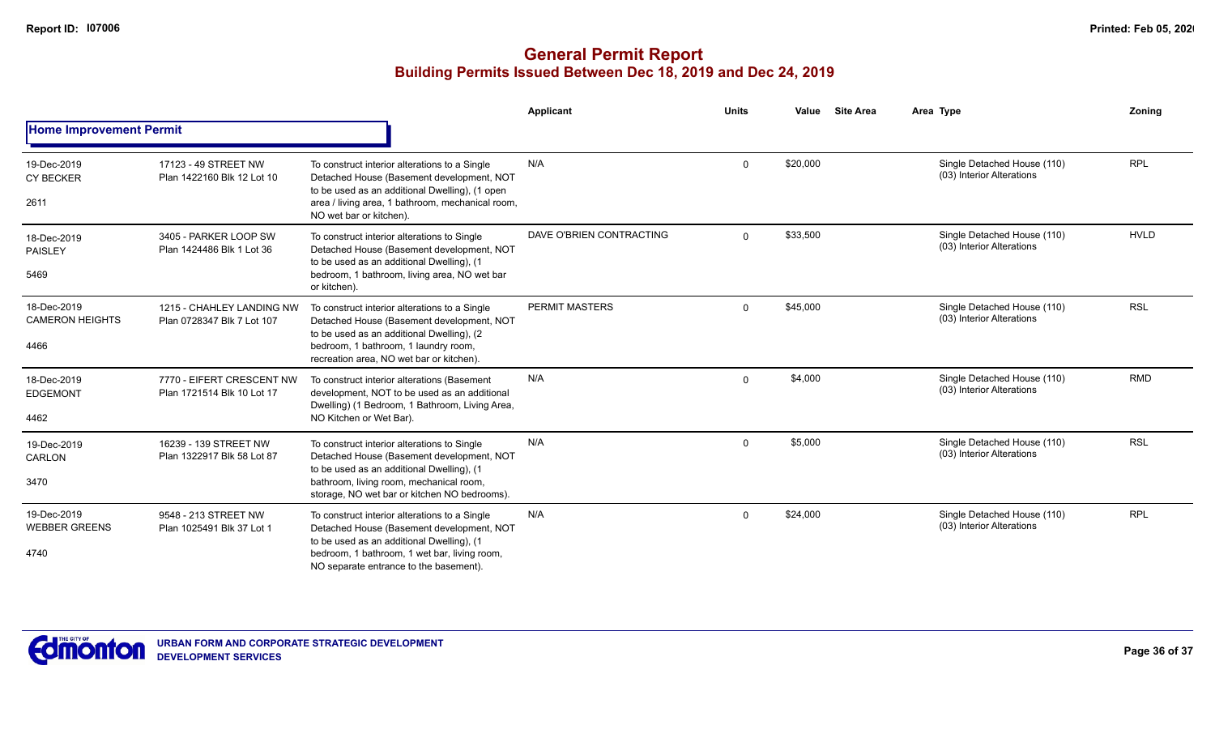# General Permit Report

## Building Permits Issued Between Dec 18, 2019 and Dec 24, 2019

### Home Improvement Permit

| Date / Neighbourhood | Address / Legal | Description | Applicant | Units | Value | Site Area | Area Type | Zoning |
|---|---|---|---|---|---|---|---|---|
| 19-Dec-2019 CY BECKER 2611 | 17123 - 49 STREET NW Plan 1422160 Blk 12 Lot 10 | To construct interior alterations to a Single Detached House (Basement development, NOT to be used as an additional Dwelling), (1 open area / living area, 1 bathroom, mechanical room, NO wet bar or kitchen). | N/A | 0 | $20,000 | | Single Detached House (110) (03) Interior Alterations | RPL |
| 18-Dec-2019 PAISLEY 5469 | 3405 - PARKER LOOP SW Plan 1424486 Blk 1 Lot 36 | To construct interior alterations to Single Detached House (Basement development, NOT to be used as an additional Dwelling), (1 bedroom, 1 bathroom, living area, NO wet bar or kitchen). | DAVE O'BRIEN CONTRACTING | 0 | $33,500 | | Single Detached House (110) (03) Interior Alterations | HVLD |
| 18-Dec-2019 CAMERON HEIGHTS 4466 | 1215 - CHAHLEY LANDING NW Plan 0728347 Blk 7 Lot 107 | To construct interior alterations to a Single Detached House (Basement development, NOT to be used as an additional Dwelling), (2 bedroom, 1 bathroom, 1 laundry room, recreation area, NO wet bar or kitchen). | PERMIT MASTERS | 0 | $45,000 | | Single Detached House (110) (03) Interior Alterations | RSL |
| 18-Dec-2019 EDGEMONT 4462 | 7770 - EIFERT CRESCENT NW Plan 1721514 Blk 10 Lot 17 | To construct interior alterations (Basement development, NOT to be used as an additional Dwelling) (1 Bedroom, 1 Bathroom, Living Area, NO Kitchen or Wet Bar). | N/A | 0 | $4,000 | | Single Detached House (110) (03) Interior Alterations | RMD |
| 19-Dec-2019 CARLON 3470 | 16239 - 139 STREET NW Plan 1322917 Blk 58 Lot 87 | To construct interior alterations to Single Detached House (Basement development, NOT to be used as an additional Dwelling), (1 bathroom, living room, mechanical room, storage, NO wet bar or kitchen NO bedrooms). | N/A | 0 | $5,000 | | Single Detached House (110) (03) Interior Alterations | RSL |
| 19-Dec-2019 WEBBER GREENS 4740 | 9548 - 213 STREET NW Plan 1025491 Blk 37 Lot 1 | To construct interior alterations to a Single Detached House (Basement development, NOT to be used as an additional Dwelling), (1 bedroom, 1 bathroom, 1 wet bar, living room, NO separate entrance to the basement). | N/A | 0 | $24,000 | | Single Detached House (110) (03) Interior Alterations | RPL |

URBAN FORM AND CORPORATE STRATEGIC DEVELOPMENT
DEVELOPMENT SERVICES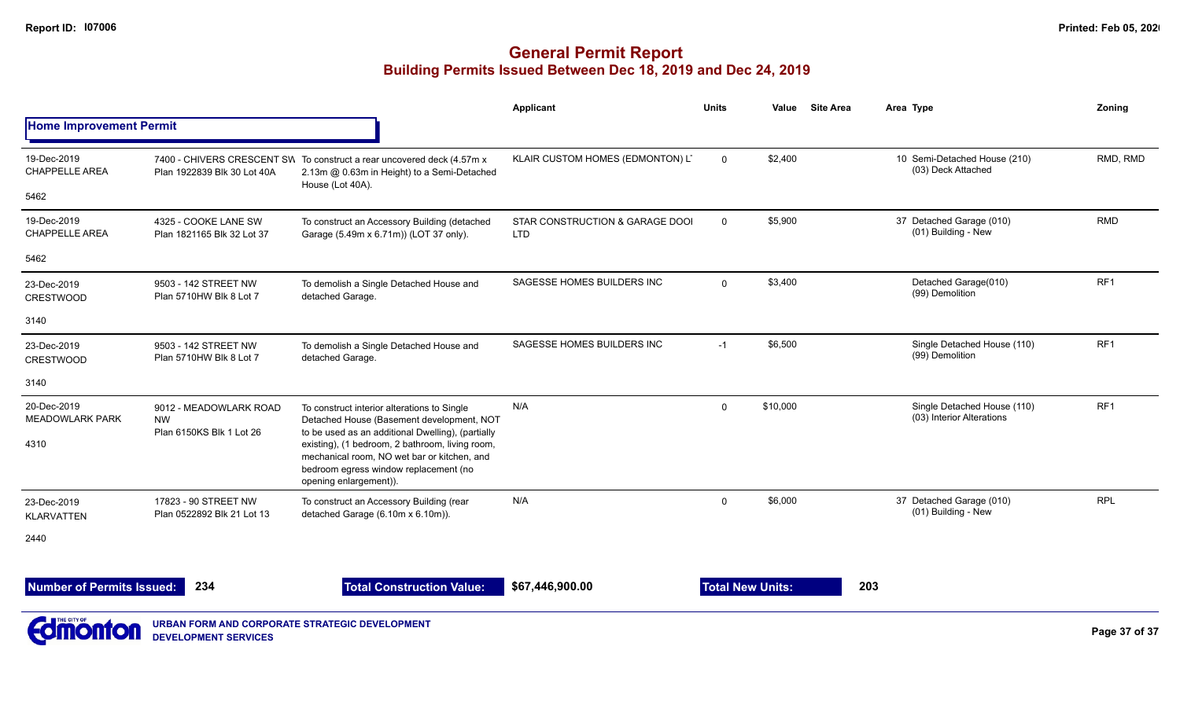# General Permit Report

## Building Permits Issued Between Dec 18, 2019 and Dec 24, 2019

### Home Improvement Permit

| | | | Applicant | Units | Value | Site Area | Area Type | Zoning |
|---|---|---|---|---|---|---|---|---|
| 19-Dec-2019 CHAPPELLE AREA 5462 | 7400 - CHIVERS CRESCENT SW Plan 1922839 Blk 30 Lot 40A | To construct a rear uncovered deck (4.57m x 2.13m @ 0.63m in Height) to a Semi-Detached House (Lot 40A). | KLAIR CUSTOM HOMES (EDMONTON) L | 0 | $2,400 | | 10 Semi-Detached House (210) (03) Deck Attached | RMD, RMD |
| 19-Dec-2019 CHAPPELLE AREA 5462 | 4325 - COOKE LANE SW Plan 1821165 Blk 32 Lot 37 | To construct an Accessory Building (detached Garage (5.49m x 6.71m)) (LOT 37 only). | STAR CONSTRUCTION & GARAGE DOOI LTD | 0 | $5,900 | | 37 Detached Garage (010) (01) Building - New | RMD |
| 23-Dec-2019 CRESTWOOD 3140 | 9503 - 142 STREET NW Plan 5710HW Blk 8 Lot 7 | To demolish a Single Detached House and detached Garage. | SAGESSE HOMES BUILDERS INC | 0 | $3,400 | | Detached Garage(010) (99) Demolition | RF1 |
| 23-Dec-2019 CRESTWOOD 3140 | 9503 - 142 STREET NW Plan 5710HW Blk 8 Lot 7 | To demolish a Single Detached House and detached Garage. | SAGESSE HOMES BUILDERS INC | -1 | $6,500 | | Single Detached House (110) (99) Demolition | RF1 |
| 20-Dec-2019 MEADOWLARK PARK 4310 | 9012 - MEADOWLARK ROAD NW Plan 6150KS Blk 1 Lot 26 | To construct interior alterations to Single Detached House (Basement development, NOT to be used as an additional Dwelling), (partially existing), (1 bedroom, 2 bathroom, living room, mechanical room, NO wet bar or kitchen, and bedroom egress window replacement (no opening enlargement)). | N/A | 0 | $10,000 | | Single Detached House (110) (03) Interior Alterations | RF1 |
| 23-Dec-2019 KLARVATTEN 2440 | 17823 - 90 STREET NW Plan 0522892 Blk 21 Lot 13 | To construct an Accessory Building (rear detached Garage (6.10m x 6.10m)). | N/A | 0 | $6,000 | | 37 Detached Garage (010) (01) Building - New | RPL |

**Number of Permits Issued:** 234 **Total Construction Value:** $67,446,900.00 **Total New Units:** 203

URBAN FORM AND CORPORATE STRATEGIC DEVELOPMENT
DEVELOPMENT SERVICES